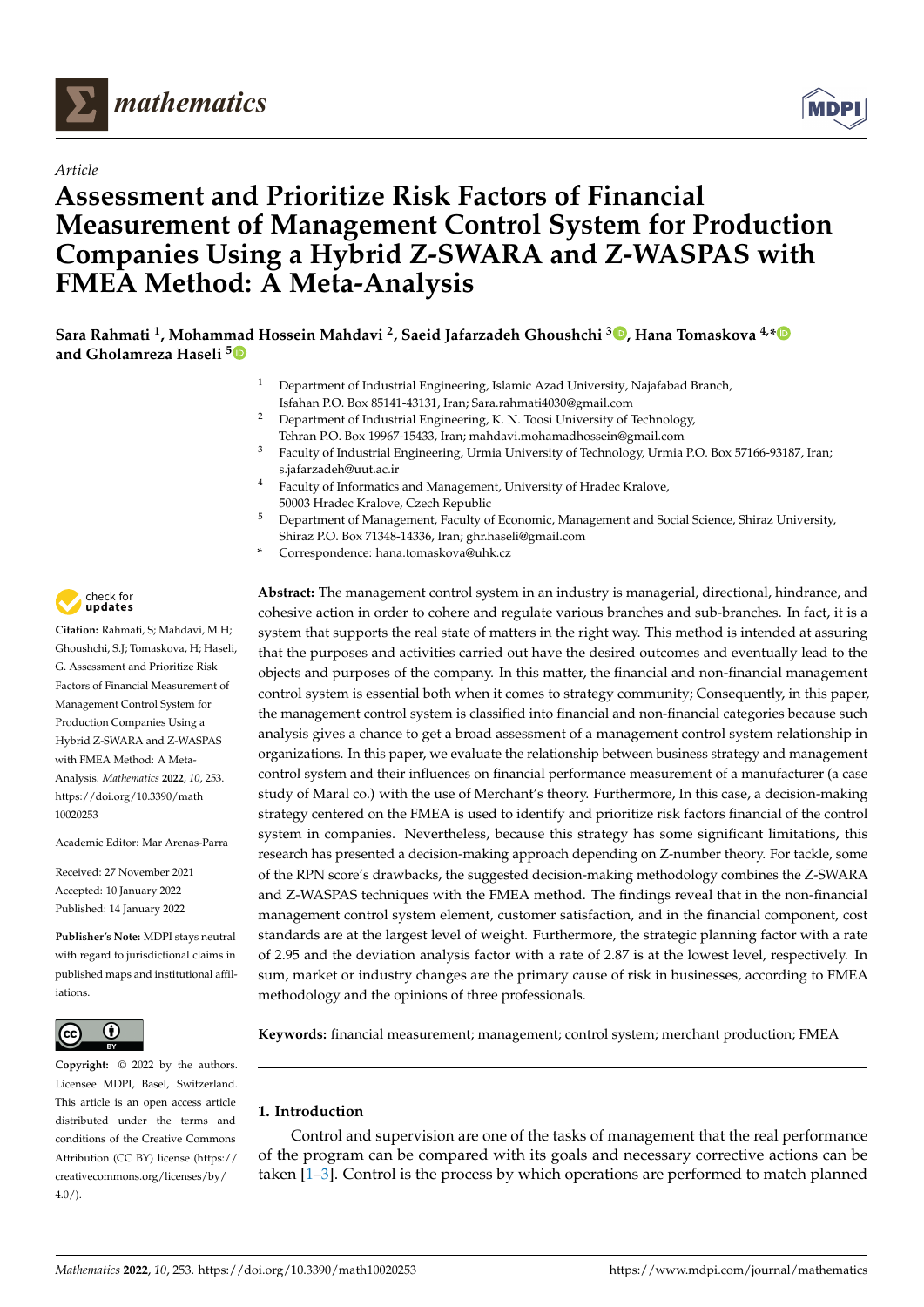*Article*

# Assessment and Prioritize Risk Factors of Financial Measurement of Management Control System for Production Companies Using a Hybrid Z-SWARA and Z-WASPAS with FMEA Method: A Meta-Analysis

**Sara Rahmati [1], Mohammad Hossein Mahdavi [2], Saeid Jafarzadeh Ghoushchi [3], Hana Tomaskova [4,*] and Gholamreza Haseli [5]**

1. Department of Industrial Engineering, Islamic Azad University, Najafabad Branch, Isfahan P.O. Box 85141-43131, Iran; Sara.rahmati4030@gmail.com
2. Department of Industrial Engineering, K. N. Toosi University of Technology, Tehran P.O. Box 19967-15433, Iran; mahdavi.mohamadhossein@gmail.com
3. Faculty of Industrial Engineering, Urmia University of Technology, Urmia P.O. Box 57166-93187, Iran; s.jafarzadeh@uut.ac.ir
4. Faculty of Informatics and Management, University of Hradec Kralove, 50003 Hradec Kralove, Czech Republic
5. Department of Management, Faculty of Economic, Management and Social Science, Shiraz University, Shiraz P.O. Box 71348-14336, Iran; ghr.haseli@gmail.com

\* Correspondence: hana.tomaskova@uhk.cz

**Citation:** Rahmati, S; Mahdavi, M.H; Ghoushchi, S.J; Tomaskova, H; Haseli, G. Assessment and Prioritize Risk Factors of Financial Measurement of Management Control System for Production Companies Using a Hybrid Z-SWARA and Z-WASPAS with FMEA Method: A Meta-Analysis. *Mathematics* **2022**, *10*, 253. https://doi.org/10.3390/math10020253

Academic Editor: Mar Arenas-Parra

Received: 27 November 2021
Accepted: 10 January 2022
Published: 14 January 2022

**Publisher's Note:** MDPI stays neutral with regard to jurisdictional claims in published maps and institutional affiliations.

**Copyright:** © 2022 by the authors. Licensee MDPI, Basel, Switzerland. This article is an open access article distributed under the terms and conditions of the Creative Commons Attribution (CC BY) license (https://creativecommons.org/licenses/by/4.0/).

**Abstract:** The management control system in an industry is managerial, directional, hindrance, and cohesive action in order to cohere and regulate various branches and sub-branches. In fact, it is a system that supports the real state of matters in the right way. This method is intended at assuring that the purposes and activities carried out have the desired outcomes and eventually lead to the objects and purposes of the company. In this matter, the financial and non-financial management control system is essential both when it comes to strategy community; Consequently, in this paper, the management control system is classified into financial and non-financial categories because such analysis gives a chance to get a broad assessment of a management control system relationship in organizations. In this paper, we evaluate the relationship between business strategy and management control system and their influences on financial performance measurement of a manufacturer (a case study of Maral co.) with the use of Merchant's theory. Furthermore, In this case, a decision-making strategy centered on the FMEA is used to identify and prioritize risk factors financial of the control system in companies. Nevertheless, because this strategy has some significant limitations, this research has presented a decision-making approach depending on Z-number theory. For tackle, some of the RPN score's drawbacks, the suggested decision-making methodology combines the Z-SWARA and Z-WASPAS techniques with the FMEA method. The findings reveal that in the non-financial management control system element, customer satisfaction, and in the financial component, cost standards are at the largest level of weight. Furthermore, the strategic planning factor with a rate of 2.95 and the deviation analysis factor with a rate of 2.87 is at the lowest level, respectively. In sum, market or industry changes are the primary cause of risk in businesses, according to FMEA methodology and the opinions of three professionals.

**Keywords:** financial measurement; management; control system; merchant production; FMEA

## 1. Introduction

Control and supervision are one of the tasks of management that the real performance of the program can be compared with its goals and necessary corrective actions can be taken [1–3]. Control is the process by which operations are performed to match planned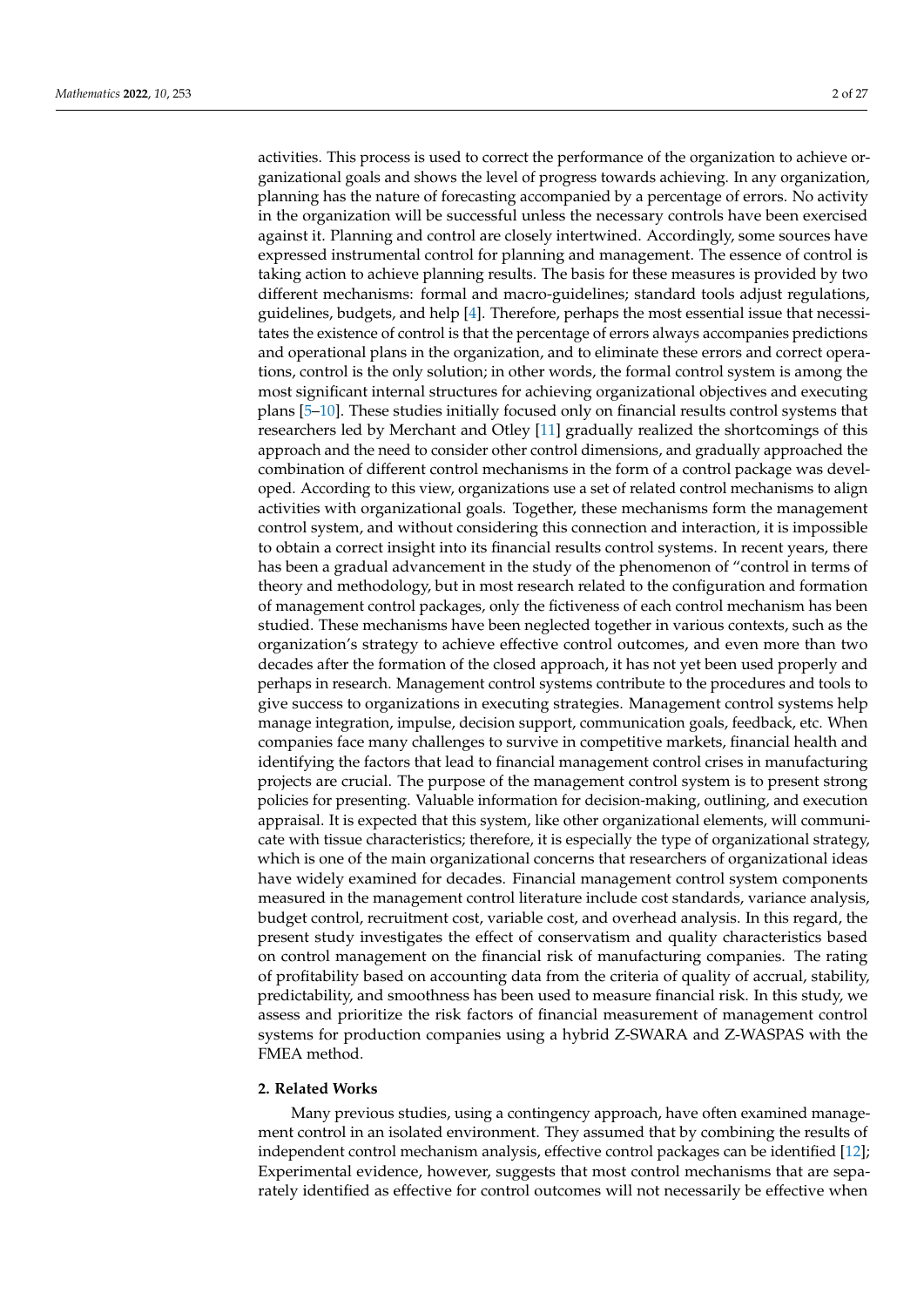activities. This process is used to correct the performance of the organization to achieve organizational goals and shows the level of progress towards achieving. In any organization, planning has the nature of forecasting accompanied by a percentage of errors. No activity in the organization will be successful unless the necessary controls have been exercised against it. Planning and control are closely intertwined. Accordingly, some sources have expressed instrumental control for planning and management. The essence of control is taking action to achieve planning results. The basis for these measures is provided by two different mechanisms: formal and macro-guidelines; standard tools adjust regulations, guidelines, budgets, and help [4]. Therefore, perhaps the most essential issue that necessitates the existence of control is that the percentage of errors always accompanies predictions and operational plans in the organization, and to eliminate these errors and correct operations, control is the only solution; in other words, the formal control system is among the most significant internal structures for achieving organizational objectives and executing plans [5–10]. These studies initially focused only on financial results control systems that researchers led by Merchant and Otley [11] gradually realized the shortcomings of this approach and the need to consider other control dimensions, and gradually approached the combination of different control mechanisms in the form of a control package was developed. According to this view, organizations use a set of related control mechanisms to align activities with organizational goals. Together, these mechanisms form the management control system, and without considering this connection and interaction, it is impossible to obtain a correct insight into its financial results control systems. In recent years, there has been a gradual advancement in the study of the phenomenon of "control in terms of theory and methodology, but in most research related to the configuration and formation of management control packages, only the fictiveness of each control mechanism has been studied. These mechanisms have been neglected together in various contexts, such as the organization's strategy to achieve effective control outcomes, and even more than two decades after the formation of the closed approach, it has not yet been used properly and perhaps in research. Management control systems contribute to the procedures and tools to give success to organizations in executing strategies. Management control systems help manage integration, impulse, decision support, communication goals, feedback, etc. When companies face many challenges to survive in competitive markets, financial health and identifying the factors that lead to financial management control crises in manufacturing projects are crucial. The purpose of the management control system is to present strong policies for presenting. Valuable information for decision-making, outlining, and execution appraisal. It is expected that this system, like other organizational elements, will communicate with tissue characteristics; therefore, it is especially the type of organizational strategy, which is one of the main organizational concerns that researchers of organizational ideas have widely examined for decades. Financial management control system components measured in the management control literature include cost standards, variance analysis, budget control, recruitment cost, variable cost, and overhead analysis. In this regard, the present study investigates the effect of conservatism and quality characteristics based on control management on the financial risk of manufacturing companies. The rating of profitability based on accounting data from the criteria of quality of accrual, stability, predictability, and smoothness has been used to measure financial risk. In this study, we assess and prioritize the risk factors of financial measurement of management control systems for production companies using a hybrid Z-SWARA and Z-WASPAS with the FMEA method.

## 2. Related Works

Many previous studies, using a contingency approach, have often examined management control in an isolated environment. They assumed that by combining the results of independent control mechanism analysis, effective control packages can be identified [12]; Experimental evidence, however, suggests that most control mechanisms that are separately identified as effective for control outcomes will not necessarily be effective when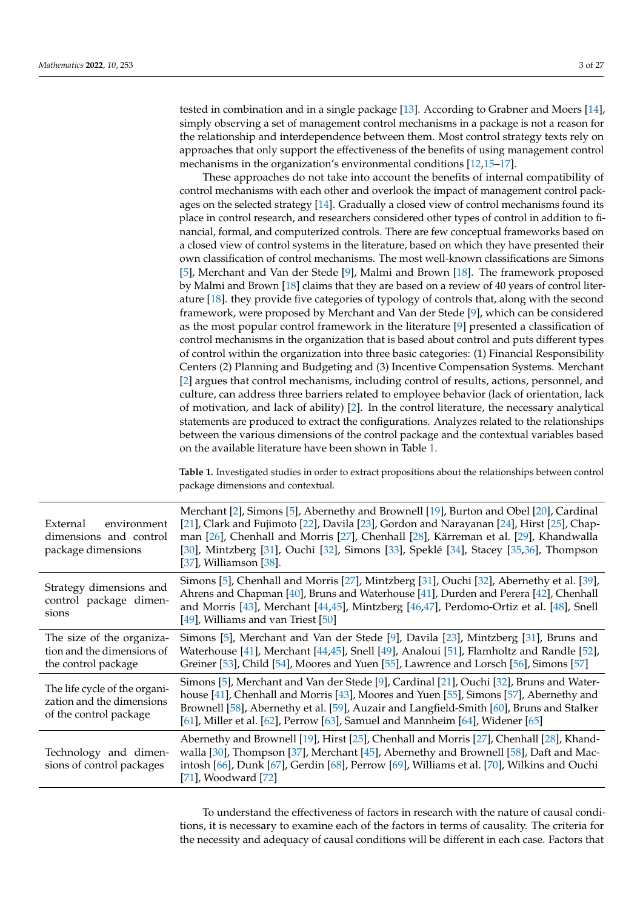tested in combination and in a single package [13]. According to Grabner and Moers [14], simply observing a set of management control mechanisms in a package is not a reason for the relationship and interdependence between them. Most control strategy texts rely on approaches that only support the effectiveness of the benefits of using management control mechanisms in the organization's environmental conditions [12,15–17].

These approaches do not take into account the benefits of internal compatibility of control mechanisms with each other and overlook the impact of management control packages on the selected strategy [14]. Gradually a closed view of control mechanisms found its place in control research, and researchers considered other types of control in addition to financial, formal, and computerized controls. There are few conceptual frameworks based on a closed view of control systems in the literature, based on which they have presented their own classification of control mechanisms. The most well-known classifications are Simons [5], Merchant and Van der Stede [9], Malmi and Brown [18]. The framework proposed by Malmi and Brown [18] claims that they are based on a review of 40 years of control literature [18]. they provide five categories of typology of controls that, along with the second framework, were proposed by Merchant and Van der Stede [9], which can be considered as the most popular control framework in the literature [9] presented a classification of control mechanisms in the organization that is based about control and puts different types of control within the organization into three basic categories: (1) Financial Responsibility Centers (2) Planning and Budgeting and (3) Incentive Compensation Systems. Merchant [2] argues that control mechanisms, including control of results, actions, personnel, and culture, can address three barriers related to employee behavior (lack of orientation, lack of motivation, and lack of ability) [2]. In the control literature, the necessary analytical statements are produced to extract the configurations. Analyzes related to the relationships between the various dimensions of the control package and the contextual variables based on the available literature have been shown in Table 1.

**Table 1.** Investigated studies in order to extract propositions about the relationships between control package dimensions and contextual.

| | |
|---|---|
| External environment dimensions and control package dimensions | Merchant [2], Simons [5], Abernethy and Brownell [19], Burton and Obel [20], Cardinal [21], Clark and Fujimoto [22], Davila [23], Gordon and Narayanan [24], Hirst [25], Chapman [26], Chenhall and Morris [27], Chenhall [28], Kärreman et al. [29], Khandwalla [30], Mintzberg [31], Ouchi [32], Simons [33], Speklé [34], Stacey [35,36], Thompson [37], Williamson [38]. |
| Strategy dimensions and control package dimensions | Simons [5], Chenhall and Morris [27], Mintzberg [31], Ouchi [32], Abernethy et al. [39], Ahrens and Chapman [40], Bruns and Waterhouse [41], Durden and Perera [42], Chenhall and Morris [43], Merchant [44,45], Mintzberg [46,47], Perdomo-Ortiz et al. [48], Snell [49], Williams and van Triest [50] |
| The size of the organization and the dimensions of the control package | Simons [5], Merchant and Van der Stede [9], Davila [23], Mintzberg [31], Bruns and Waterhouse [41], Merchant [44,45], Snell [49], Analoui [51], Flamholtz and Randle [52], Greiner [53], Child [54], Moores and Yuen [55], Lawrence and Lorsch [56], Simons [57] |
| The life cycle of the organization and the dimensions of the control package | Simons [5], Merchant and Van der Stede [9], Cardinal [21], Ouchi [32], Bruns and Waterhouse [41], Chenhall and Morris [43], Moores and Yuen [55], Simons [57], Abernethy and Brownell [58], Abernethy et al. [59], Auzair and Langfield-Smith [60], Bruns and Stalker [61], Miller et al. [62], Perrow [63], Samuel and Mannheim [64], Widener [65] |
| Technology and dimensions of control packages | Abernethy and Brownell [19], Hirst [25], Chenhall and Morris [27], Chenhall [28], Khandwalla [30], Thompson [37], Merchant [45], Abernethy and Brownell [58], Daft and Macintosh [66], Dunk [67], Gerdin [68], Perrow [69], Williams et al. [70], Wilkins and Ouchi [71], Woodward [72] |

To understand the effectiveness of factors in research with the nature of causal conditions, it is necessary to examine each of the factors in terms of causality. The criteria for the necessity and adequacy of causal conditions will be different in each case. Factors that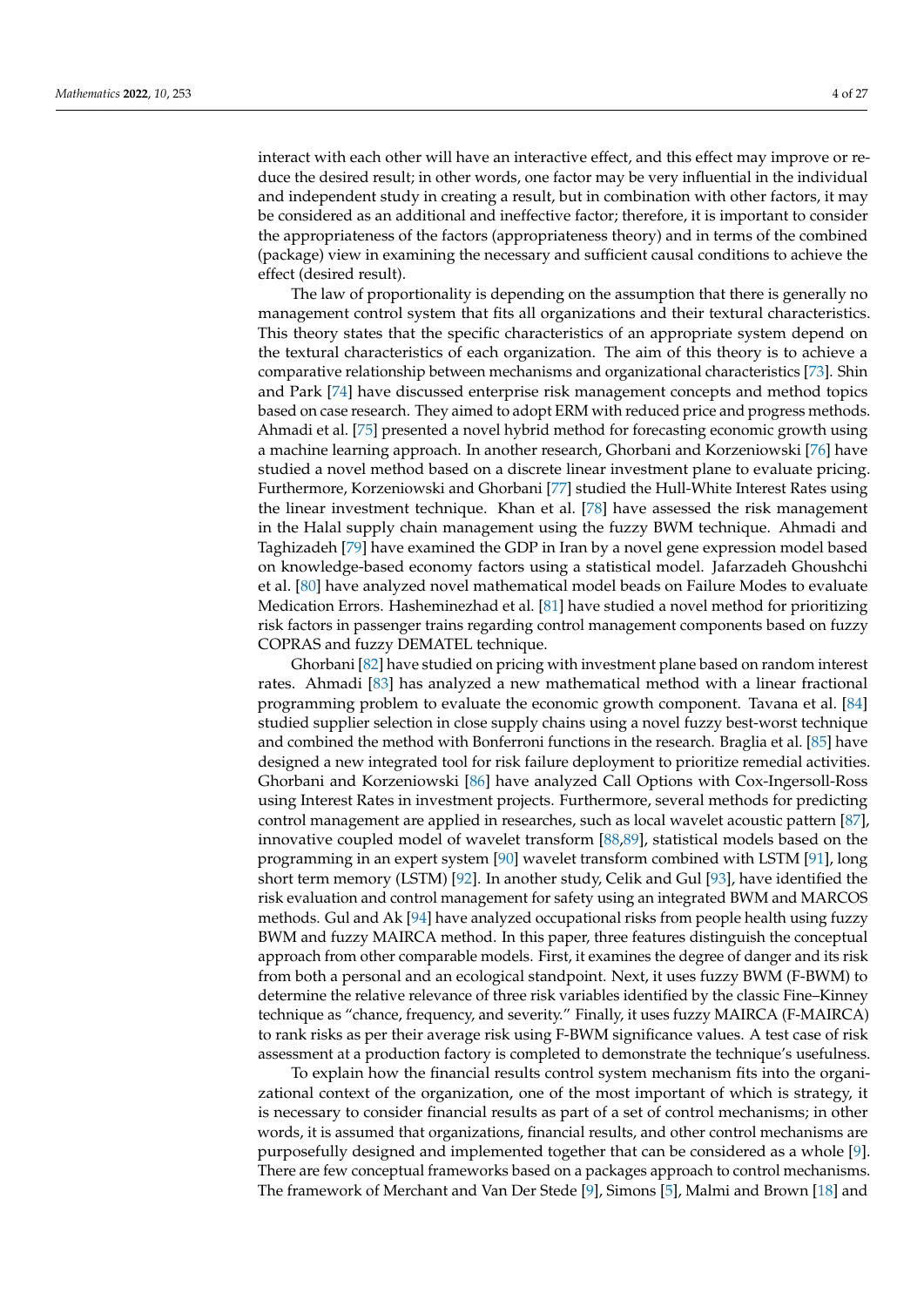interact with each other will have an interactive effect, and this effect may improve or reduce the desired result; in other words, one factor may be very influential in the individual and independent study in creating a result, but in combination with other factors, it may be considered as an additional and ineffective factor; therefore, it is important to consider the appropriateness of the factors (appropriateness theory) and in terms of the combined (package) view in examining the necessary and sufficient causal conditions to achieve the effect (desired result).

The law of proportionality is depending on the assumption that there is generally no management control system that fits all organizations and their textural characteristics. This theory states that the specific characteristics of an appropriate system depend on the textural characteristics of each organization. The aim of this theory is to achieve a comparative relationship between mechanisms and organizational characteristics [73]. Shin and Park [74] have discussed enterprise risk management concepts and method topics based on case research. They aimed to adopt ERM with reduced price and progress methods. Ahmadi et al. [75] presented a novel hybrid method for forecasting economic growth using a machine learning approach. In another research, Ghorbani and Korzeniowski [76] have studied a novel method based on a discrete linear investment plane to evaluate pricing. Furthermore, Korzeniowski and Ghorbani [77] studied the Hull-White Interest Rates using the linear investment technique. Khan et al. [78] have assessed the risk management in the Halal supply chain management using the fuzzy BWM technique. Ahmadi and Taghizadeh [79] have examined the GDP in Iran by a novel gene expression model based on knowledge-based economy factors using a statistical model. Jafarzadeh Ghoushchi et al. [80] have analyzed novel mathematical model beads on Failure Modes to evaluate Medication Errors. Hasheminezhad et al. [81] have studied a novel method for prioritizing risk factors in passenger trains regarding control management components based on fuzzy COPRAS and fuzzy DEMATEL technique.

Ghorbani [82] have studied on pricing with investment plane based on random interest rates. Ahmadi [83] has analyzed a new mathematical method with a linear fractional programming problem to evaluate the economic growth component. Tavana et al. [84] studied supplier selection in close supply chains using a novel fuzzy best-worst technique and combined the method with Bonferroni functions in the research. Braglia et al. [85] have designed a new integrated tool for risk failure deployment to prioritize remedial activities. Ghorbani and Korzeniowski [86] have analyzed Call Options with Cox-Ingersoll-Ross using Interest Rates in investment projects. Furthermore, several methods for predicting control management are applied in researches, such as local wavelet acoustic pattern [87], innovative coupled model of wavelet transform [88,89], statistical models based on the programming in an expert system [90] wavelet transform combined with LSTM [91], long short term memory (LSTM) [92]. In another study, Celik and Gul [93], have identified the risk evaluation and control management for safety using an integrated BWM and MARCOS methods. Gul and Ak [94] have analyzed occupational risks from people health using fuzzy BWM and fuzzy MAIRCA method. In this paper, three features distinguish the conceptual approach from other comparable models. First, it examines the degree of danger and its risk from both a personal and an ecological standpoint. Next, it uses fuzzy BWM (F-BWM) to determine the relative relevance of three risk variables identified by the classic Fine–Kinney technique as "chance, frequency, and severity." Finally, it uses fuzzy MAIRCA (F-MAIRCA) to rank risks as per their average risk using F-BWM significance values. A test case of risk assessment at a production factory is completed to demonstrate the technique's usefulness.

To explain how the financial results control system mechanism fits into the organizational context of the organization, one of the most important of which is strategy, it is necessary to consider financial results as part of a set of control mechanisms; in other words, it is assumed that organizations, financial results, and other control mechanisms are purposefully designed and implemented together that can be considered as a whole [9]. There are few conceptual frameworks based on a packages approach to control mechanisms. The framework of Merchant and Van Der Stede [9], Simons [5], Malmi and Brown [18] and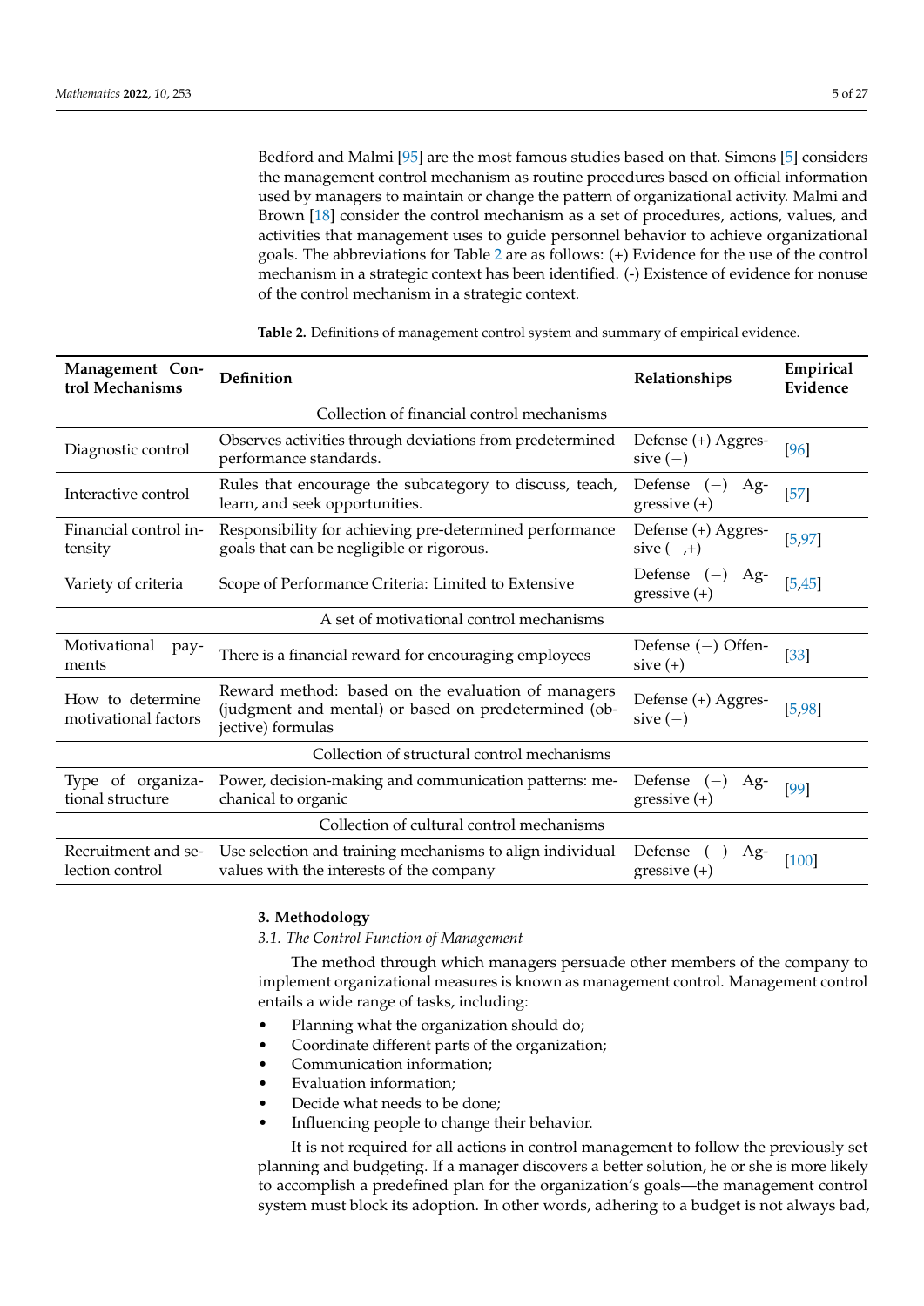Bedford and Malmi [95] are the most famous studies based on that. Simons [5] considers the management control mechanism as routine procedures based on official information used by managers to maintain or change the pattern of organizational activity. Malmi and Brown [18] consider the control mechanism as a set of procedures, actions, values, and activities that management uses to guide personnel behavior to achieve organizational goals. The abbreviations for Table 2 are as follows: (+) Evidence for the use of the control mechanism in a strategic context has been identified. (-) Existence of evidence for nonuse of the control mechanism in a strategic context.

**Table 2.** Definitions of management control system and summary of empirical evidence.

| Management Control Mechanisms | Definition | Relationships | Empirical Evidence |
|---|---|---|---|
| Collection of financial control mechanisms | | | |
| Diagnostic control | Observes activities through deviations from predetermined performance standards. | Defense (+) Aggressive (−) | [96] |
| Interactive control | Rules that encourage the subcategory to discuss, teach, learn, and seek opportunities. | Defense (−) Aggressive (+) | [57] |
| Financial control intensity | Responsibility for achieving pre-determined performance goals that can be negligible or rigorous. | Defense (+) Aggressive (−,+) | [5,97] |
| Variety of criteria | Scope of Performance Criteria: Limited to Extensive | Defense (−) Aggressive (+) | [5,45] |
| A set of motivational control mechanisms | | | |
| Motivational payments | There is a financial reward for encouraging employees | Defense (−) Offensive (+) | [33] |
| How to determine motivational factors | Reward method: based on the evaluation of managers (judgment and mental) or based on predetermined (objective) formulas | Defense (+) Aggressive (−) | [5,98] |
| Collection of structural control mechanisms | | | |
| Type of organizational structure | Power, decision-making and communication patterns: mechanical to organic | Defense (−) Aggressive (+) | [99] |
| Collection of cultural control mechanisms | | | |
| Recruitment and selection control | Use selection and training mechanisms to align individual values with the interests of the company | Defense (−) Aggressive (+) | [100] |

## 3. Methodology

### 3.1. The Control Function of Management

The method through which managers persuade other members of the company to implement organizational measures is known as management control. Management control entails a wide range of tasks, including:

- Planning what the organization should do;
- Coordinate different parts of the organization;
- Communication information;
- Evaluation information;
- Decide what needs to be done;
- Influencing people to change their behavior.

It is not required for all actions in control management to follow the previously set planning and budgeting. If a manager discovers a better solution, he or she is more likely to accomplish a predefined plan for the organization's goals—the management control system must block its adoption. In other words, adhering to a budget is not always bad,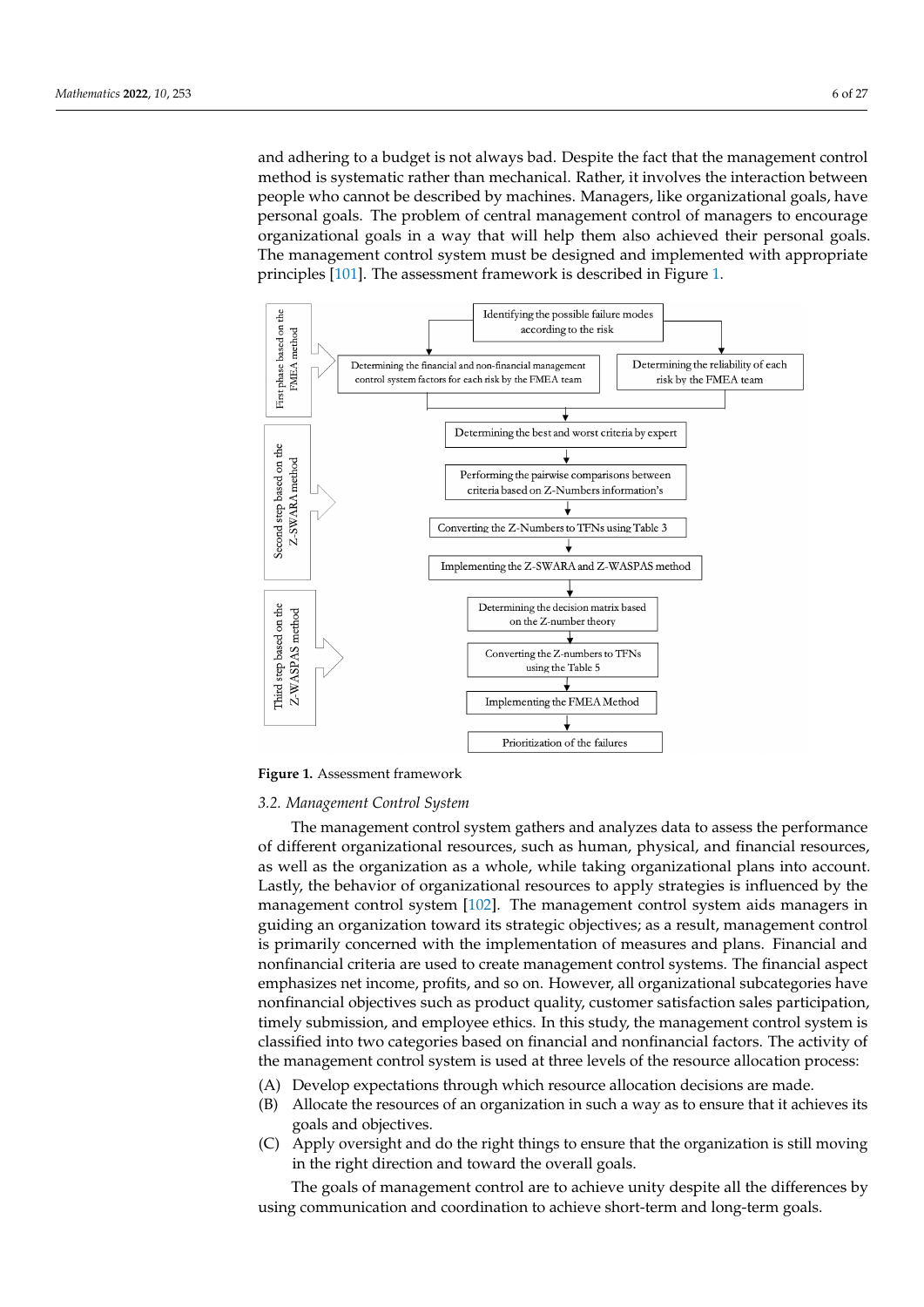and adhering to a budget is not always bad. Despite the fact that the management control method is systematic rather than mechanical. Rather, it involves the interaction between people who cannot be described by machines. Managers, like organizational goals, have personal goals. The problem of central management control of managers to encourage organizational goals in a way that will help them also achieved their personal goals. The management control system must be designed and implemented with appropriate principles [101]. The assessment framework is described in Figure 1.

Figure 1. Assessment framework

### 3.2. Management Control System

The management control system gathers and analyzes data to assess the performance of different organizational resources, such as human, physical, and financial resources, as well as the organization as a whole, while taking organizational plans into account. Lastly, the behavior of organizational resources to apply strategies is influenced by the management control system [102]. The management control system aids managers in guiding an organization toward its strategic objectives; as a result, management control is primarily concerned with the implementation of measures and plans. Financial and nonfinancial criteria are used to create management control systems. The financial aspect emphasizes net income, profits, and so on. However, all organizational subcategories have nonfinancial objectives such as product quality, customer satisfaction sales participation, timely submission, and employee ethics. In this study, the management control system is classified into two categories based on financial and nonfinancial factors. The activity of the management control system is used at three levels of the resource allocation process:

(A) Develop expectations through which resource allocation decisions are made.
(B) Allocate the resources of an organization in such a way as to ensure that it achieves its goals and objectives.
(C) Apply oversight and do the right things to ensure that the organization is still moving in the right direction and toward the overall goals.

The goals of management control are to achieve unity despite all the differences by using communication and coordination to achieve short-term and long-term goals.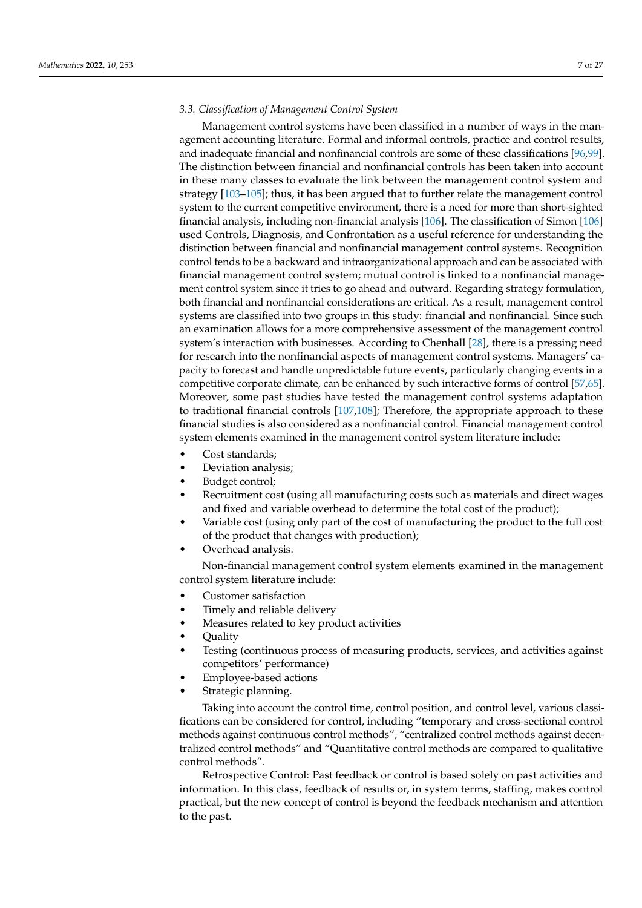### 3.3. Classification of Management Control System

Management control systems have been classified in a number of ways in the management accounting literature. Formal and informal controls, practice and control results, and inadequate financial and nonfinancial controls are some of these classifications [96,99]. The distinction between financial and nonfinancial controls has been taken into account in these many classes to evaluate the link between the management control system and strategy [103–105]; thus, it has been argued that to further relate the management control system to the current competitive environment, there is a need for more than short-sighted financial analysis, including non-financial analysis [106]. The classification of Simon [106] used Controls, Diagnosis, and Confrontation as a useful reference for understanding the distinction between financial and nonfinancial management control systems. Recognition control tends to be a backward and intraorganizational approach and can be associated with financial management control system; mutual control is linked to a nonfinancial management control system since it tries to go ahead and outward. Regarding strategy formulation, both financial and nonfinancial considerations are critical. As a result, management control systems are classified into two groups in this study: financial and nonfinancial. Since such an examination allows for a more comprehensive assessment of the management control system's interaction with businesses. According to Chenhall [28], there is a pressing need for research into the nonfinancial aspects of management control systems. Managers' capacity to forecast and handle unpredictable future events, particularly changing events in a competitive corporate climate, can be enhanced by such interactive forms of control [57,65]. Moreover, some past studies have tested the management control systems adaptation to traditional financial controls [107,108]; Therefore, the appropriate approach to these financial studies is also considered as a nonfinancial control. Financial management control system elements examined in the management control system literature include:

- Cost standards;
- Deviation analysis;
- Budget control;
- Recruitment cost (using all manufacturing costs such as materials and direct wages and fixed and variable overhead to determine the total cost of the product);
- Variable cost (using only part of the cost of manufacturing the product to the full cost of the product that changes with production);
- Overhead analysis.

Non-financial management control system elements examined in the management control system literature include:

- Customer satisfaction
- Timely and reliable delivery
- Measures related to key product activities
- Quality
- Testing (continuous process of measuring products, services, and activities against competitors' performance)
- Employee-based actions
- Strategic planning.

Taking into account the control time, control position, and control level, various classifications can be considered for control, including "temporary and cross-sectional control methods against continuous control methods", "centralized control methods against decentralized control methods" and "Quantitative control methods are compared to qualitative control methods".

Retrospective Control: Past feedback or control is based solely on past activities and information. In this class, feedback of results or, in system terms, staffing, makes control practical, but the new concept of control is beyond the feedback mechanism and attention to the past.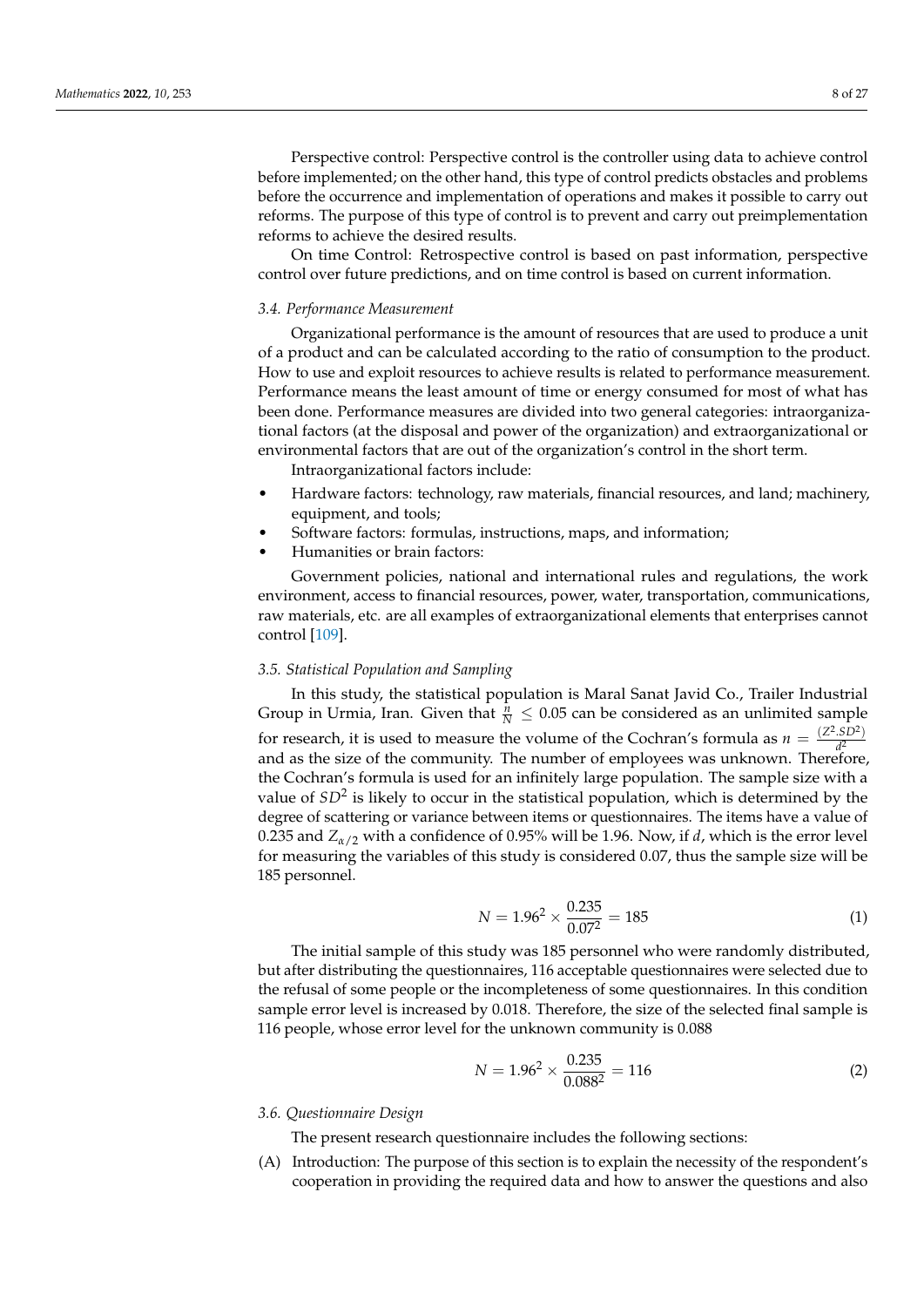Perspective control: Perspective control is the controller using data to achieve control before implemented; on the other hand, this type of control predicts obstacles and problems before the occurrence and implementation of operations and makes it possible to carry out reforms. The purpose of this type of control is to prevent and carry out preimplementation reforms to achieve the desired results.

On time Control: Retrospective control is based on past information, perspective control over future predictions, and on time control is based on current information.

### 3.4. Performance Measurement

Organizational performance is the amount of resources that are used to produce a unit of a product and can be calculated according to the ratio of consumption to the product. How to use and exploit resources to achieve results is related to performance measurement. Performance means the least amount of time or energy consumed for most of what has been done. Performance measures are divided into two general categories: intraorganizational factors (at the disposal and power of the organization) and extraorganizational or environmental factors that are out of the organization's control in the short term.

Intraorganizational factors include:

- Hardware factors: technology, raw materials, financial resources, and land; machinery, equipment, and tools;
- Software factors: formulas, instructions, maps, and information;
- Humanities or brain factors:

Government policies, national and international rules and regulations, the work environment, access to financial resources, power, water, transportation, communications, raw materials, etc. are all examples of extraorganizational elements that enterprises cannot control [109].

### 3.5. Statistical Population and Sampling

In this study, the statistical population is Maral Sanat Javid Co., Trailer Industrial Group in Urmia, Iran. Given that $\frac{n}{N} \leq 0.05$ can be considered as an unlimited sample for research, it is used to measure the volume of the Cochran's formula as $n = \frac{(Z^2.SD^2)}{d^2}$ and as the size of the community. The number of employees was unknown. Therefore, the Cochran's formula is used for an infinitely large population. The sample size with a value of $SD^2$ is likely to occur in the statistical population, which is determined by the degree of scattering or variance between items or questionnaires. The items have a value of 0.235 and $Z_{\alpha/2}$ with a confidence of 0.95% will be 1.96. Now, if $d$, which is the error level for measuring the variables of this study is considered 0.07, thus the sample size will be 185 personnel.

$$N = 1.96^2 \times \frac{0.235}{0.07^2} = 185 \tag{1}$$

The initial sample of this study was 185 personnel who were randomly distributed, but after distributing the questionnaires, 116 acceptable questionnaires were selected due to the refusal of some people or the incompleteness of some questionnaires. In this condition sample error level is increased by 0.018. Therefore, the size of the selected final sample is 116 people, whose error level for the unknown community is 0.088

$$N = 1.96^2 \times \frac{0.235}{0.088^2} = 116 \tag{2}$$

### 3.6. Questionnaire Design

The present research questionnaire includes the following sections:

(A) Introduction: The purpose of this section is to explain the necessity of the respondent's cooperation in providing the required data and how to answer the questions and also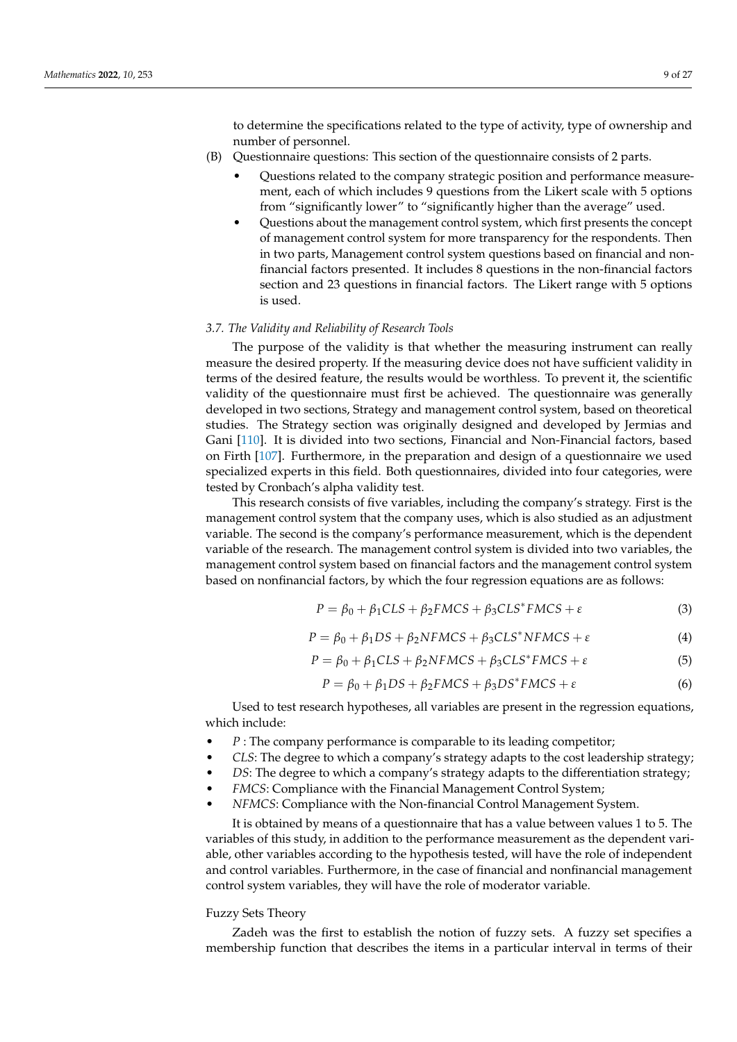to determine the specifications related to the type of activity, type of ownership and number of personnel.

(B) Questionnaire questions: This section of the questionnaire consists of 2 parts.

- Questions related to the company strategic position and performance measurement, each of which includes 9 questions from the Likert scale with 5 options from "significantly lower" to "significantly higher than the average" used.
- Questions about the management control system, which first presents the concept of management control system for more transparency for the respondents. Then in two parts, Management control system questions based on financial and non-financial factors presented. It includes 8 questions in the non-financial factors section and 23 questions in financial factors. The Likert range with 5 options is used.

### 3.7. The Validity and Reliability of Research Tools

The purpose of the validity is that whether the measuring instrument can really measure the desired property. If the measuring device does not have sufficient validity in terms of the desired feature, the results would be worthless. To prevent it, the scientific validity of the questionnaire must first be achieved. The questionnaire was generally developed in two sections, Strategy and management control system, based on theoretical studies. The Strategy section was originally designed and developed by Jermias and Gani [110]. It is divided into two sections, Financial and Non-Financial factors, based on Firth [107]. Furthermore, in the preparation and design of a questionnaire we used specialized experts in this field. Both questionnaires, divided into four categories, were tested by Cronbach's alpha validity test.

This research consists of five variables, including the company's strategy. First is the management control system that the company uses, which is also studied as an adjustment variable. The second is the company's performance measurement, which is the dependent variable of the research. The management control system is divided into two variables, the management control system based on financial factors and the management control system based on nonfinancial factors, by which the four regression equations are as follows:

$$P = \beta_0 + \beta_1 CLS + \beta_2 FMCS + \beta_3 CLS^{*} FMCS + \varepsilon \tag{3}$$

$$P = \beta_0 + \beta_1 DS + \beta_2 NFMCS + \beta_3 CLS^{*} NFMCS + \varepsilon \tag{4}$$

$$P = \beta_0 + \beta_1 CLS + \beta_2 NFMCS + \beta_3 CLS^{*} FMCS + \varepsilon \tag{5}$$

$$P = \beta_0 + \beta_1 DS + \beta_2 FMCS + \beta_3 DS^{*} FMCS + \varepsilon \tag{6}$$

Used to test research hypotheses, all variables are present in the regression equations, which include:

- $P$ : The company performance is comparable to its leading competitor;
- $CLS$: The degree to which a company's strategy adapts to the cost leadership strategy;
- $DS$: The degree to which a company's strategy adapts to the differentiation strategy;
- $FMCS$: Compliance with the Financial Management Control System;
- $NFMCS$: Compliance with the Non-financial Control Management System.

It is obtained by means of a questionnaire that has a value between values 1 to 5. The variables of this study, in addition to the performance measurement as the dependent variable, other variables according to the hypothesis tested, will have the role of independent and control variables. Furthermore, in the case of financial and nonfinancial management control system variables, they will have the role of moderator variable.

#### Fuzzy Sets Theory

Zadeh was the first to establish the notion of fuzzy sets. A fuzzy set specifies a membership function that describes the items in a particular interval in terms of their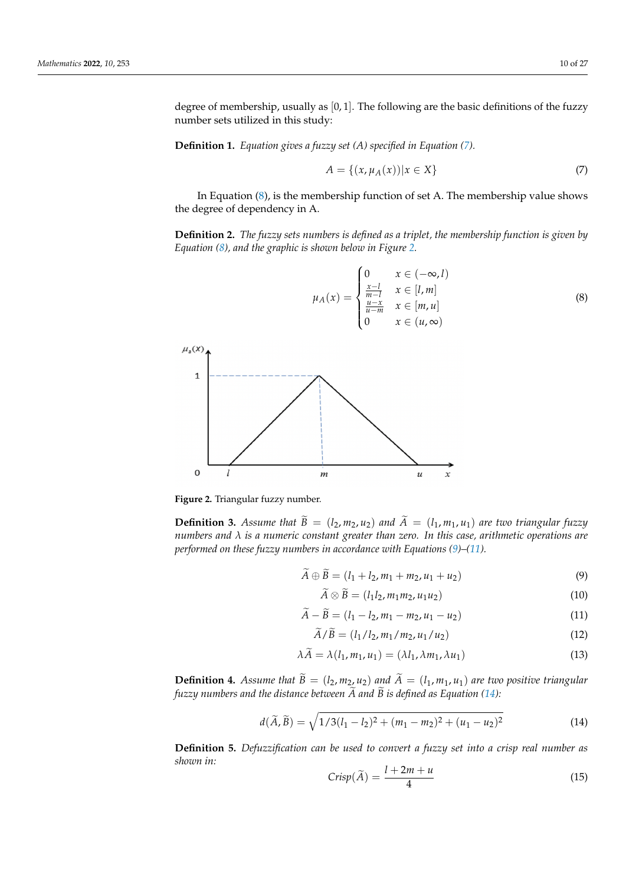degree of membership, usually as $[0, 1]$. The following are the basic definitions of the fuzzy number sets utilized in this study:

**Definition 1.** *Equation gives a fuzzy set (A) specified in Equation (7).*

$$A = \{(x, \mu_A(x)) | x \in X\} \tag{7}$$

In Equation (8), is the membership function of set A. The membership value shows the degree of dependency in A.

**Definition 2.** *The fuzzy sets numbers is defined as a triplet, the membership function is given by Equation (8), and the graphic is shown below in Figure 2.*

$$\mu_A(x) = \begin{cases} 0 & x \in (-\infty, l) \\ \frac{x-l}{m-l} & x \in [l, m] \\ \frac{u-x}{u-m} & x \in [m, u] \\ 0 & x \in (u, \infty) \end{cases} \tag{8}$$

Figure 2. Triangular fuzzy number.

**Definition 3.** *Assume that $\widetilde{B} = (l_2, m_2, u_2)$ and $\widetilde{A} = (l_1, m_1, u_1)$ are two triangular fuzzy numbers and $\lambda$ is a numeric constant greater than zero. In this case, arithmetic operations are performed on these fuzzy numbers in accordance with Equations (9)–(11).*

$$\widetilde{A} \oplus \widetilde{B} = (l_1 + l_2, m_1 + m_2, u_1 + u_2) \tag{9}$$

$$\widetilde{A} \otimes \widetilde{B} = (l_1 l_2, m_1 m_2, u_1 u_2) \tag{10}$$

$$\widetilde{A} - \widetilde{B} = (l_1 - l_2, m_1 - m_2, u_1 - u_2) \tag{11}$$

$$\widetilde{A} / \widetilde{B} = (l_1 / l_2, m_1 / m_2, u_1 / u_2) \tag{12}$$

$$\lambda \widetilde{A} = \lambda (l_1, m_1, u_1) = (\lambda l_1, \lambda m_1, \lambda u_1) \tag{13}$$

**Definition 4.** *Assume that $\widetilde{B} = (l_2, m_2, u_2)$ and $\widetilde{A} = (l_1, m_1, u_1)$ are two positive triangular fuzzy numbers and the distance between $\widetilde{A}$ and $\widetilde{B}$ is defined as Equation (14):*

$$d(\widetilde{A}, \widetilde{B}) = \sqrt{1/3(l_1 - l_2)^2 + (m_1 - m_2)^2 + (u_1 - u_2)^2} \tag{14}$$

**Definition 5.** *Defuzzification can be used to convert a fuzzy set into a crisp real number as shown in:*

$$Crisp(\widetilde{A}) = \frac{l + 2m + u}{4} \tag{15}$$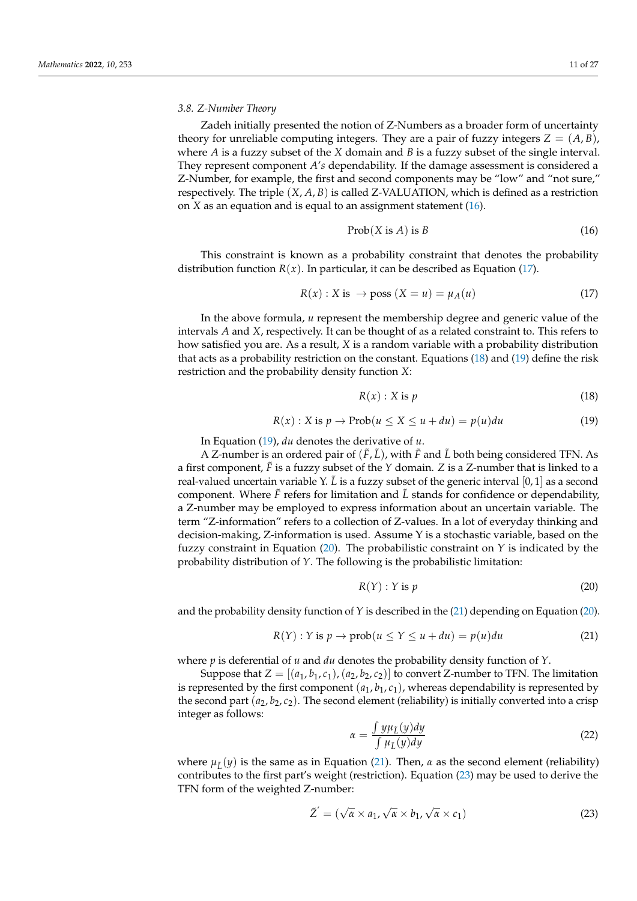### 3.8. Z-Number Theory

Zadeh initially presented the notion of Z-Numbers as a broader form of uncertainty theory for unreliable computing integers. They are a pair of fuzzy integers $Z = (A, B)$, where $A$ is a fuzzy subset of the $X$ domain and $B$ is a fuzzy subset of the single interval. They represent component $A$'s dependability. If the damage assessment is considered a Z-Number, for example, the first and second components may be "low" and "not sure," respectively. The triple $(X, A, B)$ is called Z-VALUATION, which is defined as a restriction on $X$ as an equation and is equal to an assignment statement (16).

$$\text{Prob}(X \text{ is } A) \text{ is } B \tag{16}$$

This constraint is known as a probability constraint that denotes the probability distribution function $R(x)$. In particular, it can be described as Equation (17).

$$R(x) : X \text{ is } \rightarrow \text{poss } (X = u) = \mu_A(u) \tag{17}$$

In the above formula, $u$ represent the membership degree and generic value of the intervals $A$ and $X$, respectively. It can be thought of as a related constraint to. This refers to how satisfied you are. As a result, $X$ is a random variable with a probability distribution that acts as a probability restriction on the constant. Equations (18) and (19) define the risk restriction and the probability density function $X$:

$$R(x) : X \text{ is } p \tag{18}$$

$$R(x) : X \text{ is } p \rightarrow \text{Prob}(u \leq X \leq u + du) = p(u)du \tag{19}$$

In Equation (19), $du$ denotes the derivative of $u$.

A Z-number is an ordered pair of $(\tilde{F}, \tilde{L})$, with $\tilde{F}$ and $\tilde{L}$ both being considered TFN. As a first component, $\tilde{F}$ is a fuzzy subset of the $Y$ domain. $Z$ is a Z-number that is linked to a real-valued uncertain variable Y. $\tilde{L}$ is a fuzzy subset of the generic interval $[0, 1]$ as a second component. Where $\tilde{F}$ refers for limitation and $\tilde{L}$ stands for confidence or dependability, a Z-number may be employed to express information about an uncertain variable. The term "Z-information" refers to a collection of Z-values. In a lot of everyday thinking and decision-making, Z-information is used. Assume Y is a stochastic variable, based on the fuzzy constraint in Equation (20). The probabilistic constraint on $Y$ is indicated by the probability distribution of $Y$. The following is the probabilistic limitation:

$$R(Y) : Y \text{ is } p \tag{20}$$

and the probability density function of $Y$ is described in the (21) depending on Equation (20).

$$R(Y) : Y \text{ is } p \rightarrow \text{prob}(u \leq Y \leq u + du) = p(u)du \tag{21}$$

where $p$ is deferential of $u$ and $du$ denotes the probability density function of $Y$.

Suppose that $Z = [(a_1, b_1, c_1), (a_2, b_2, c_2)]$ to convert Z-number to TFN. The limitation is represented by the first component $(a_1, b_1, c_1)$, whereas dependability is represented by the second part $(a_2, b_2, c_2)$. The second element (reliability) is initially converted into a crisp integer as follows:

$$\alpha = \frac{\int y\mu_{\tilde{L}}(y)dy}{\int \mu_{\tilde{L}}(y)dy} \tag{22}$$

where $\mu_{\tilde{L}}(y)$ is the same as in Equation (21). Then, $\alpha$ as the second element (reliability) contributes to the first part's weight (restriction). Equation (23) may be used to derive the TFN form of the weighted Z-number:

$$\tilde{Z}' = (\sqrt{\alpha} \times a_1, \sqrt{\alpha} \times b_1, \sqrt{\alpha} \times c_1) \tag{23}$$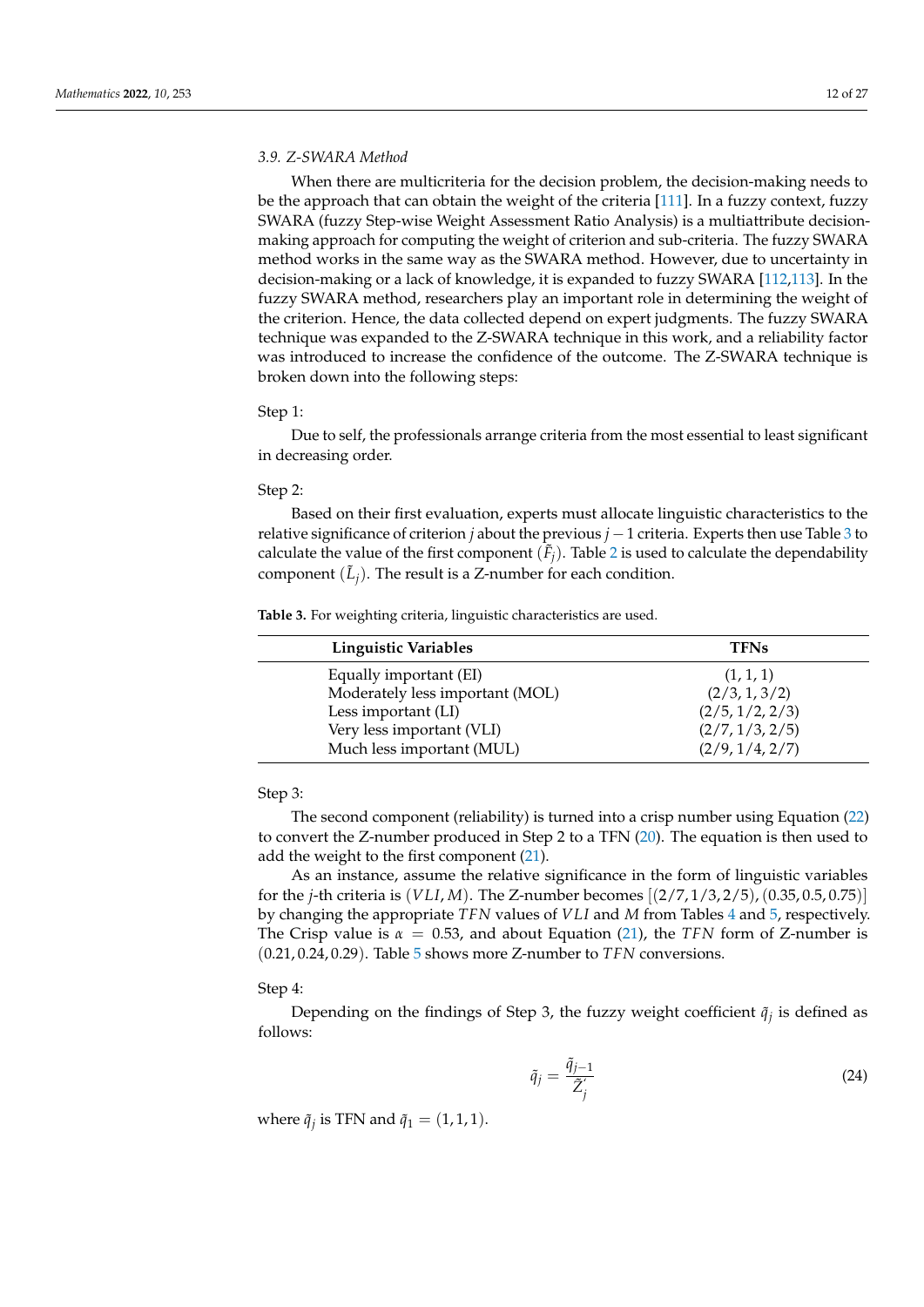### 3.9. Z-SWARA Method

When there are multicriteria for the decision problem, the decision-making needs to be the approach that can obtain the weight of the criteria [111]. In a fuzzy context, fuzzy SWARA (fuzzy Step-wise Weight Assessment Ratio Analysis) is a multiattribute decision-making approach for computing the weight of criterion and sub-criteria. The fuzzy SWARA method works in the same way as the SWARA method. However, due to uncertainty in decision-making or a lack of knowledge, it is expanded to fuzzy SWARA [112,113]. In the fuzzy SWARA method, researchers play an important role in determining the weight of the criterion. Hence, the data collected depend on expert judgments. The fuzzy SWARA technique was expanded to the Z-SWARA technique in this work, and a reliability factor was introduced to increase the confidence of the outcome. The Z-SWARA technique is broken down into the following steps:

Step 1:

Due to self, the professionals arrange criteria from the most essential to least significant in decreasing order.

Step 2:

Based on their first evaluation, experts must allocate linguistic characteristics to the relative significance of criterion $j$ about the previous $j-1$ criteria. Experts then use Table 3 to calculate the value of the first component $(\tilde{F}_j)$. Table 2 is used to calculate the dependability component $(\tilde{L}_j)$. The result is a Z-number for each condition.

**Table 3.** For weighting criteria, linguistic characteristics are used.

| Linguistic Variables | TFNs |
|---|---|
| Equally important (EI) | (1, 1, 1) |
| Moderately less important (MOL) | (2/3, 1, 3/2) |
| Less important (LI) | (2/5, 1/2, 2/3) |
| Very less important (VLI) | (2/7, 1/3, 2/5) |
| Much less important (MUL) | (2/9, 1/4, 2/7) |

Step 3:

The second component (reliability) is turned into a crisp number using Equation (22) to convert the Z-number produced in Step 2 to a TFN (20). The equation is then used to add the weight to the first component (21).

As an instance, assume the relative significance in the form of linguistic variables for the $j$-th criteria is $(VLI, M)$. The Z-number becomes $[(2/7, 1/3, 2/5), (0.35, 0.5, 0.75)]$ by changing the appropriate $TFN$ values of $VLI$ and $M$ from Tables 4 and 5, respectively. The Crisp value is $\alpha = 0.53$, and about Equation (21), the $TFN$ form of Z-number is $(0.21, 0.24, 0.29)$. Table 5 shows more Z-number to $TFN$ conversions.

Step 4:

Depending on the findings of Step 3, the fuzzy weight coefficient $\tilde{q}_j$ is defined as follows:

$$\tilde{q}_j = \frac{\tilde{q}_{j-1}}{\tilde{Z}'_j} \tag{24}$$

where $\tilde{q}_j$ is TFN and $\tilde{q}_1 = (1, 1, 1)$.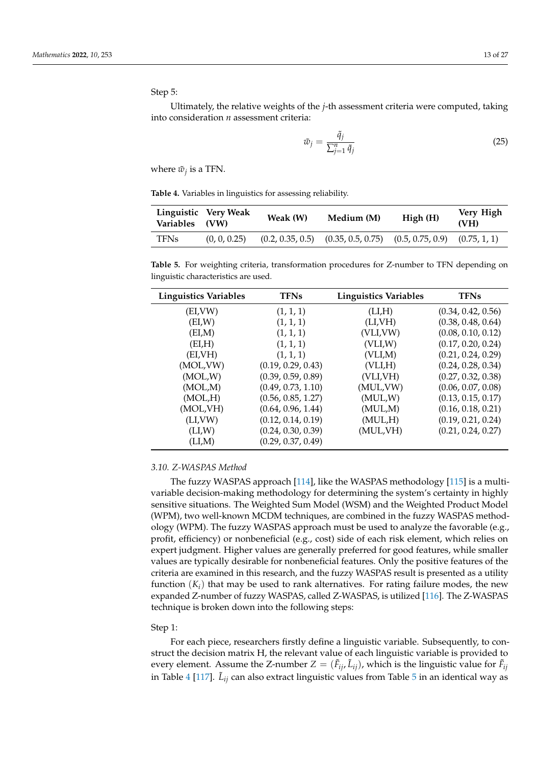Step 5:

Ultimately, the relative weights of the $j$-th assessment criteria were computed, taking into consideration $n$ assessment criteria:

$$\tilde{w}_j = \frac{\tilde{q}_j}{\sum_{j=1}^{n} \tilde{q}_j} \tag{25}$$

where $\tilde{w}_j$ is a TFN.

**Table 4.** Variables in linguistics for assessing reliability.

| Linguistic Variables | Very Weak (VW) | Weak (W) | Medium (M) | High (H) | Very High (VH) |
|---|---|---|---|---|---|
| TFNs | (0, 0, 0.25) | (0.2, 0.35, 0.5) | (0.35, 0.5, 0.75) | (0.5, 0.75, 0.9) | (0.75, 1, 1) |

**Table 5.** For weighting criteria, transformation procedures for Z-number to TFN depending on linguistic characteristics are used.

| Linguistics Variables | TFNs | Linguistics Variables | TFNs |
|---|---|---|---|
| (EI,VW) | (1, 1, 1) | (LI,H) | (0.34, 0.42, 0.56) |
| (EI,W) | (1, 1, 1) | (LI,VH) | (0.38, 0.48, 0.64) |
| (EI,M) | (1, 1, 1) | (VLI,VW) | (0.08, 0.10, 0.12) |
| (EI,H) | (1, 1, 1) | (VLI,W) | (0.17, 0.20, 0.24) |
| (EI,VH) | (1, 1, 1) | (VLI,M) | (0.21, 0.24, 0.29) |
| (MOL,VW) | (0.19, 0.29, 0.43) | (VLI,H) | (0.24, 0.28, 0.34) |
| (MOL,W) | (0.39, 0.59, 0.89) | (VLI,VH) | (0.27, 0.32, 0.38) |
| (MOL,M) | (0.49, 0.73, 1.10) | (MUL,VW) | (0.06, 0.07, 0.08) |
| (MOL,H) | (0.56, 0.85, 1.27) | (MUL,W) | (0.13, 0.15, 0.17) |
| (MOL,VH) | (0.64, 0.96, 1.44) | (MUL,M) | (0.16, 0.18, 0.21) |
| (LI,VW) | (0.12, 0.14, 0.19) | (MUL,H) | (0.19, 0.21, 0.24) |
| (LI,W) | (0.24, 0.30, 0.39) | (MUL,VH) | (0.21, 0.24, 0.27) |
| (LI,M) | (0.29, 0.37, 0.49) | | |

### 3.10. Z-WASPAS Method

The fuzzy WASPAS approach [114], like the WASPAS methodology [115] is a multi-variable decision-making methodology for determining the system's certainty in highly sensitive situations. The Weighted Sum Model (WSM) and the Weighted Product Model (WPM), two well-known MCDM techniques, are combined in the fuzzy WASPAS methodology (WPM). The fuzzy WASPAS approach must be used to analyze the favorable (e.g., profit, efficiency) or nonbeneficial (e.g., cost) side of each risk element, which relies on expert judgment. Higher values are generally preferred for good features, while smaller values are typically desirable for nonbeneficial features. Only the positive features of the criteria are examined in this research, and the fuzzy WASPAS result is presented as a utility function $(K_i)$ that may be used to rank alternatives. For rating failure modes, the new expanded Z-number of fuzzy WASPAS, called Z-WASPAS, is utilized [116]. The Z-WASPAS technique is broken down into the following steps:

Step 1:

For each piece, researchers firstly define a linguistic variable. Subsequently, to construct the decision matrix H, the relevant value of each linguistic variable is provided to every element. Assume the Z-number $Z = (\tilde{F}_{ij}, \tilde{L}_{ij})$, which is the linguistic value for $\tilde{F}_{ij}$ in Table 4 [117]. $\tilde{L}_{ij}$ can also extract linguistic values from Table 5 in an identical way as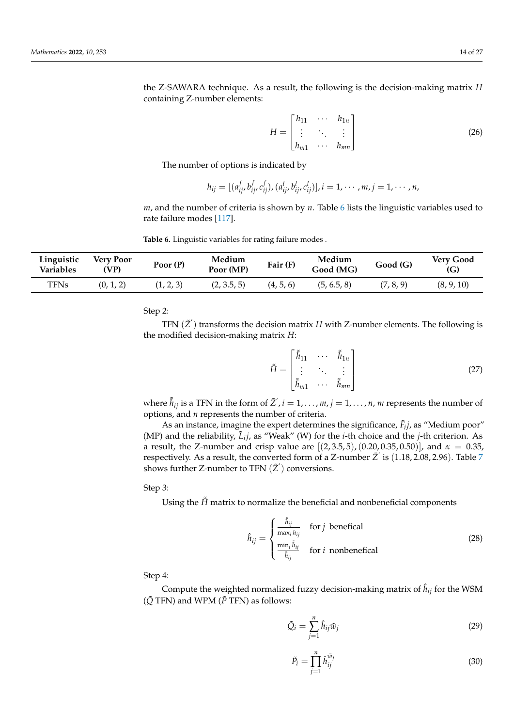the Z-SAWARA technique. As a result, the following is the decision-making matrix $H$ containing Z-number elements:

$$H = \begin{bmatrix} h_{11} & \cdots & h_{1n} \\ \vdots & \ddots & \vdots \\ h_{m1} & \cdots & h_{mn} \end{bmatrix} \tag{26}$$

The number of options is indicated by

$$h_{ij} = [(a_{ij}^{f}, b_{ij}^{f}, c_{ij}^{f}), (a_{ij}^{l}, b_{ij}^{l}, c_{ij}^{l})], i = 1, \cdots, m, j = 1, \cdots, n,$$

$m$, and the number of criteria is shown by $n$. Table 6 lists the linguistic variables used to rate failure modes [117].

**Table 6.** Linguistic variables for rating failure modes .

| Linguistic Variables | Very Poor (VP) | Poor (P) | Medium Poor (MP) | Fair (F) | Medium Good (MG) | Good (G) | Very Good (G) |
|---|---|---|---|---|---|---|---|
| TFNs | (0, 1, 2) | (1, 2, 3) | (2, 3.5, 5) | (4, 5, 6) | (5, 6.5, 8) | (7, 8, 9) | (8, 9, 10) |

Step 2:

TFN ($\tilde{Z}'$) transforms the decision matrix $H$ with Z-number elements. The following is the modified decision-making matrix $H$:

$$\tilde{\tilde{H}} = \begin{bmatrix} \tilde{\tilde{h}}_{11} & \cdots & \tilde{\tilde{h}}_{1n} \\ \vdots & \ddots & \vdots \\ \tilde{\tilde{h}}_{m1} & \cdots & \tilde{\tilde{h}}_{mn} \end{bmatrix} \tag{27}$$

where $\tilde{\tilde{h}}_{ij}$ is a TFN in the form of $\tilde{Z}', i = 1, \ldots, m, j = 1, \ldots, n$, $m$ represents the number of options, and $n$ represents the number of criteria.

As an instance, imagine the expert determines the significance, $\tilde{F}_i j$, as "Medium poor" (MP) and the reliability, $\tilde{L}_i j$, as "Weak" (W) for the $i$-th choice and the $j$-th criterion. As a result, the Z-number and crisp value are $[(2, 3.5, 5), (0.20, 0.35, 0.50)]$, and $\alpha = 0.35$, respectively. As a result, the converted form of a Z-number $\tilde{Z}'$ is $(1.18, 2.08, 2.96)$. Table 7 shows further Z-number to TFN ($\tilde{Z}'$) conversions.

Step 3:

Using the $\tilde{\tilde{H}}$ matrix to normalize the beneficial and nonbeneficial components

$$\hat{h}_{ij} = \begin{cases} \frac{\tilde{\tilde{h}}_{ij}}{\max_i \tilde{\tilde{h}}_{ij}} & \text{for } j \text{ benefical} \\ \frac{\min_i \tilde{\tilde{h}}_{ij}}{\tilde{\tilde{h}}_{ij}} & \text{for } i \text{ nonbenefical} \end{cases} \tag{28}$$

Step 4:

Compute the weighted normalized fuzzy decision-making matrix of $\hat{h}_{ij}$ for the WSM ($\tilde{Q}$ TFN) and WPM ($\tilde{P}$ TFN) as follows:

$$\tilde{Q}_i = \sum_{j=1}^{n} \hat{h}_{ij} \tilde{w}_j \tag{29}$$

$$\tilde{P}_i = \prod_{j=1}^{n} \hat{h}_{ij}^{\tilde{w}_j} \tag{30}$$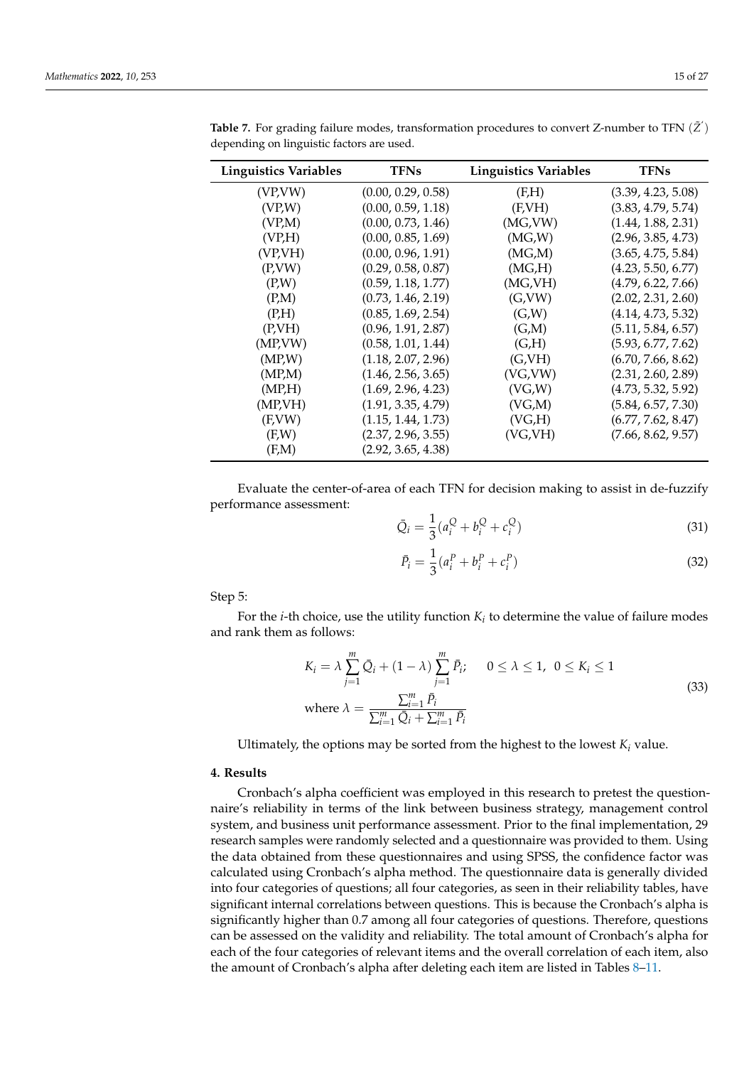**Table 7.** For grading failure modes, transformation procedures to convert Z-number to TFN $(\tilde{Z}')$ depending on linguistic factors are used.

| Linguistics Variables | TFNs | Linguistics Variables | TFNs |
|---|---|---|---|
| (VP,VW) | (0.00, 0.29, 0.58) | (F,H) | (3.39, 4.23, 5.08) |
| (VP,W) | (0.00, 0.59, 1.18) | (F,VH) | (3.83, 4.79, 5.74) |
| (VP,M) | (0.00, 0.73, 1.46) | (MG,VW) | (1.44, 1.88, 2.31) |
| (VP,H) | (0.00, 0.85, 1.69) | (MG,W) | (2.96, 3.85, 4.73) |
| (VP,VH) | (0.00, 0.96, 1.91) | (MG,M) | (3.65, 4.75, 5.84) |
| (P,VW) | (0.29, 0.58, 0.87) | (MG,H) | (4.23, 5.50, 6.77) |
| (P,W) | (0.59, 1.18, 1.77) | (MG,VH) | (4.79, 6.22, 7.66) |
| (P,M) | (0.73, 1.46, 2.19) | (G,VW) | (2.02, 2.31, 2.60) |
| (P,H) | (0.85, 1.69, 2.54) | (G,W) | (4.14, 4.73, 5.32) |
| (P,VH) | (0.96, 1.91, 2.87) | (G,M) | (5.11, 5.84, 6.57) |
| (MP,VW) | (0.58, 1.01, 1.44) | (G,H) | (5.93, 6.77, 7.62) |
| (MP,W) | (1.18, 2.07, 2.96) | (G,VH) | (6.70, 7.66, 8.62) |
| (MP,M) | (1.46, 2.56, 3.65) | (VG,VW) | (2.31, 2.60, 2.89) |
| (MP,H) | (1.69, 2.96, 4.23) | (VG,W) | (4.73, 5.32, 5.92) |
| (MP,VH) | (1.91, 3.35, 4.79) | (VG,M) | (5.84, 6.57, 7.30) |
| (F,VW) | (1.15, 1.44, 1.73) | (VG,H) | (6.77, 7.62, 8.47) |
| (F,W) | (2.37, 2.96, 3.55) | (VG,VH) | (7.66, 8.62, 9.57) |
| (F,M) | (2.92, 3.65, 4.38) | | |

Evaluate the center-of-area of each TFN for decision making to assist in de-fuzzify performance assessment:

$$\bar{Q}_i = \frac{1}{3}(a_i^Q + b_i^Q + c_i^Q) \tag{31}$$

$$\bar{P}_i = \frac{1}{3}(a_i^P + b_i^P + c_i^P) \tag{32}$$

Step 5:

For the $i$-th choice, use the utility function $K_i$ to determine the value of failure modes and rank them as follows:

$$K_i = \lambda \sum_{j=1}^{m} \bar{Q}_i + (1-\lambda) \sum_{j=1}^{m} \bar{P}_i; \quad 0 \le \lambda \le 1, \ 0 \le K_i \le 1$$
$$\text{where } \lambda = \frac{\sum_{i=1}^{m} \bar{P}_i}{\sum_{i=1}^{m} \bar{Q}_i + \sum_{i=1}^{m} \bar{P}_i} \tag{33}$$

Ultimately, the options may be sorted from the highest to the lowest $K_i$ value.

## 4. Results

Cronbach's alpha coefficient was employed in this research to pretest the questionnaire's reliability in terms of the link between business strategy, management control system, and business unit performance assessment. Prior to the final implementation, 29 research samples were randomly selected and a questionnaire was provided to them. Using the data obtained from these questionnaires and using SPSS, the confidence factor was calculated using Cronbach's alpha method. The questionnaire data is generally divided into four categories of questions; all four categories, as seen in their reliability tables, have significant internal correlations between questions. This is because the Cronbach's alpha is significantly higher than 0.7 among all four categories of questions. Therefore, questions can be assessed on the validity and reliability. The total amount of Cronbach's alpha for each of the four categories of relevant items and the overall correlation of each item, also the amount of Cronbach's alpha after deleting each item are listed in Tables 8–11.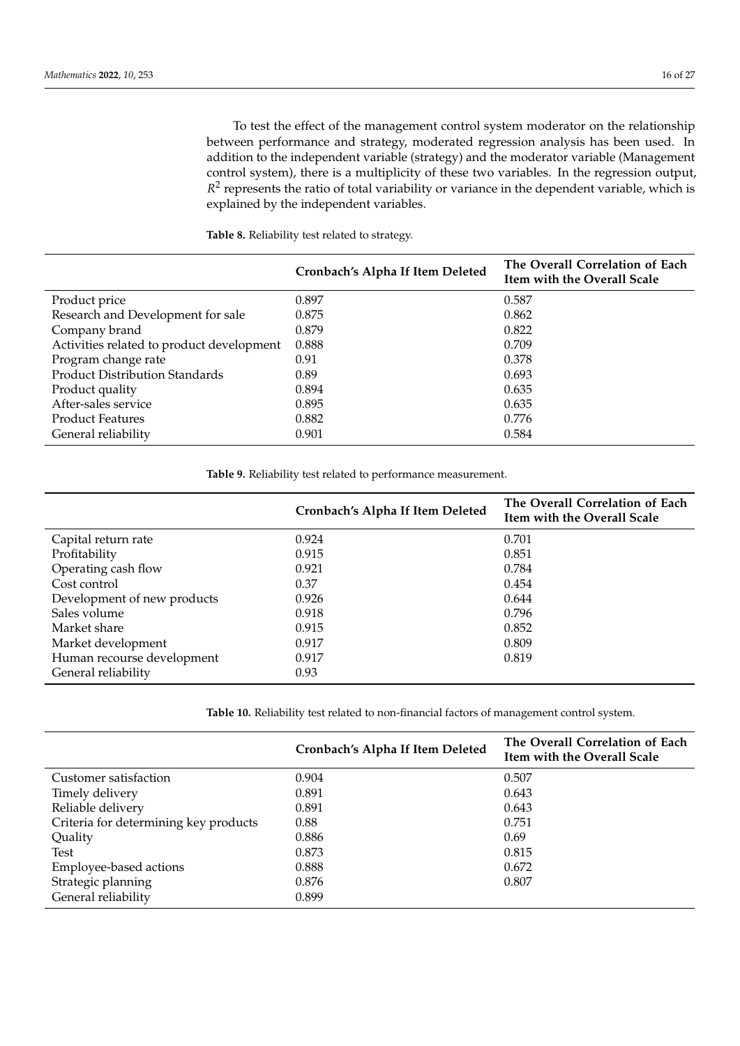To test the effect of the management control system moderator on the relationship between performance and strategy, moderated regression analysis has been used. In addition to the independent variable (strategy) and the moderator variable (Management control system), there is a multiplicity of these two variables. In the regression output, $R^2$ represents the ratio of total variability or variance in the dependent variable, which is explained by the independent variables.

**Table 8.** Reliability test related to strategy.

| | Cronbach's Alpha If Item Deleted | The Overall Correlation of Each Item with the Overall Scale |
|---|---|---|
| Product price | 0.897 | 0.587 |
| Research and Development for sale | 0.875 | 0.862 |
| Company brand | 0.879 | 0.822 |
| Activities related to product development | 0.888 | 0.709 |
| Program change rate | 0.91 | 0.378 |
| Product Distribution Standards | 0.89 | 0.693 |
| Product quality | 0.894 | 0.635 |
| After-sales service | 0.895 | 0.635 |
| Product Features | 0.882 | 0.776 |
| General reliability | 0.901 | 0.584 |

**Table 9.** Reliability test related to performance measurement.

| | Cronbach's Alpha If Item Deleted | The Overall Correlation of Each Item with the Overall Scale |
|---|---|---|
| Capital return rate | 0.924 | 0.701 |
| Profitability | 0.915 | 0.851 |
| Operating cash flow | 0.921 | 0.784 |
| Cost control | 0.37 | 0.454 |
| Development of new products | 0.926 | 0.644 |
| Sales volume | 0.918 | 0.796 |
| Market share | 0.915 | 0.852 |
| Market development | 0.917 | 0.809 |
| Human recourse development | 0.917 | 0.819 |
| General reliability | 0.93 | |

**Table 10.** Reliability test related to non-financial factors of management control system.

| | Cronbach's Alpha If Item Deleted | The Overall Correlation of Each Item with the Overall Scale |
|---|---|---|
| Customer satisfaction | 0.904 | 0.507 |
| Timely delivery | 0.891 | 0.643 |
| Reliable delivery | 0.891 | 0.643 |
| Criteria for determining key products | 0.88 | 0.751 |
| Quality | 0.886 | 0.69 |
| Test | 0.873 | 0.815 |
| Employee-based actions | 0.888 | 0.672 |
| Strategic planning | 0.876 | 0.807 |
| General reliability | 0.899 | |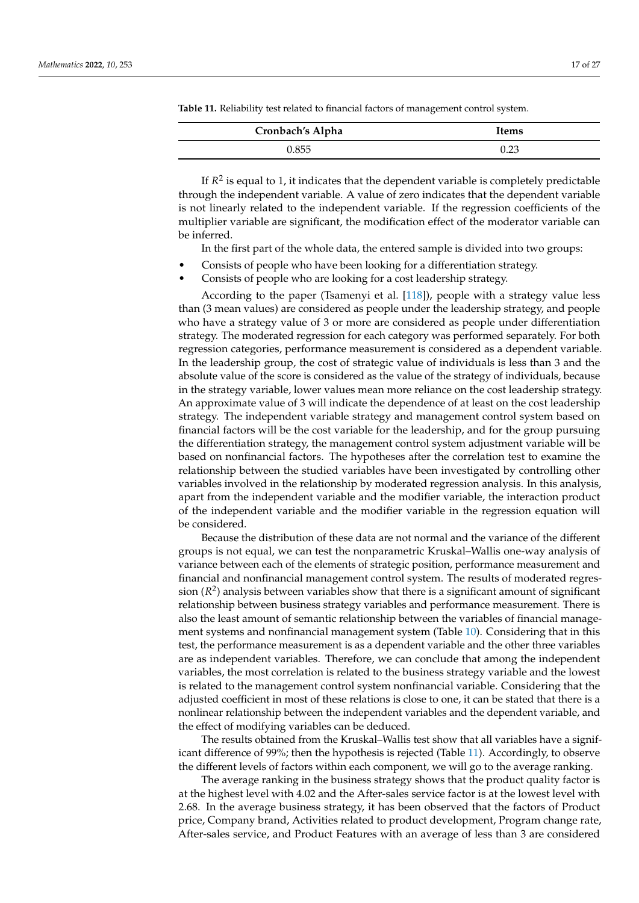**Table 11.** Reliability test related to financial factors of management control system.

| Cronbach's Alpha | Items |
|---|---|
| 0.855 | 0.23 |

If $R^2$ is equal to 1, it indicates that the dependent variable is completely predictable through the independent variable. A value of zero indicates that the dependent variable is not linearly related to the independent variable. If the regression coefficients of the multiplier variable are significant, the modification effect of the moderator variable can be inferred.

In the first part of the whole data, the entered sample is divided into two groups:

- Consists of people who have been looking for a differentiation strategy.
- Consists of people who are looking for a cost leadership strategy.

According to the paper (Tsamenyi et al. [118]), people with a strategy value less than (3 mean values) are considered as people under the leadership strategy, and people who have a strategy value of 3 or more are considered as people under differentiation strategy. The moderated regression for each category was performed separately. For both regression categories, performance measurement is considered as a dependent variable. In the leadership group, the cost of strategic value of individuals is less than 3 and the absolute value of the score is considered as the value of the strategy of individuals, because in the strategy variable, lower values mean more reliance on the cost leadership strategy. An approximate value of 3 will indicate the dependence of at least on the cost leadership strategy. The independent variable strategy and management control system based on financial factors will be the cost variable for the leadership, and for the group pursuing the differentiation strategy, the management control system adjustment variable will be based on nonfinancial factors. The hypotheses after the correlation test to examine the relationship between the studied variables have been investigated by controlling other variables involved in the relationship by moderated regression analysis. In this analysis, apart from the independent variable and the modifier variable, the interaction product of the independent variable and the modifier variable in the regression equation will be considered.

Because the distribution of these data are not normal and the variance of the different groups is not equal, we can test the nonparametric Kruskal–Wallis one-way analysis of variance between each of the elements of strategic position, performance measurement and financial and nonfinancial management control system. The results of moderated regression ($R^2$) analysis between variables show that there is a significant amount of significant relationship between business strategy variables and performance measurement. There is also the least amount of semantic relationship between the variables of financial management systems and nonfinancial management system (Table 10). Considering that in this test, the performance measurement is as a dependent variable and the other three variables are as independent variables. Therefore, we can conclude that among the independent variables, the most correlation is related to the business strategy variable and the lowest is related to the management control system nonfinancial variable. Considering that the adjusted coefficient in most of these relations is close to one, it can be stated that there is a nonlinear relationship between the independent variables and the dependent variable, and the effect of modifying variables can be deduced.

The results obtained from the Kruskal–Wallis test show that all variables have a significant difference of 99%; then the hypothesis is rejected (Table 11). Accordingly, to observe the different levels of factors within each component, we will go to the average ranking.

The average ranking in the business strategy shows that the product quality factor is at the highest level with 4.02 and the After-sales service factor is at the lowest level with 2.68. In the average business strategy, it has been observed that the factors of Product price, Company brand, Activities related to product development, Program change rate, After-sales service, and Product Features with an average of less than 3 are considered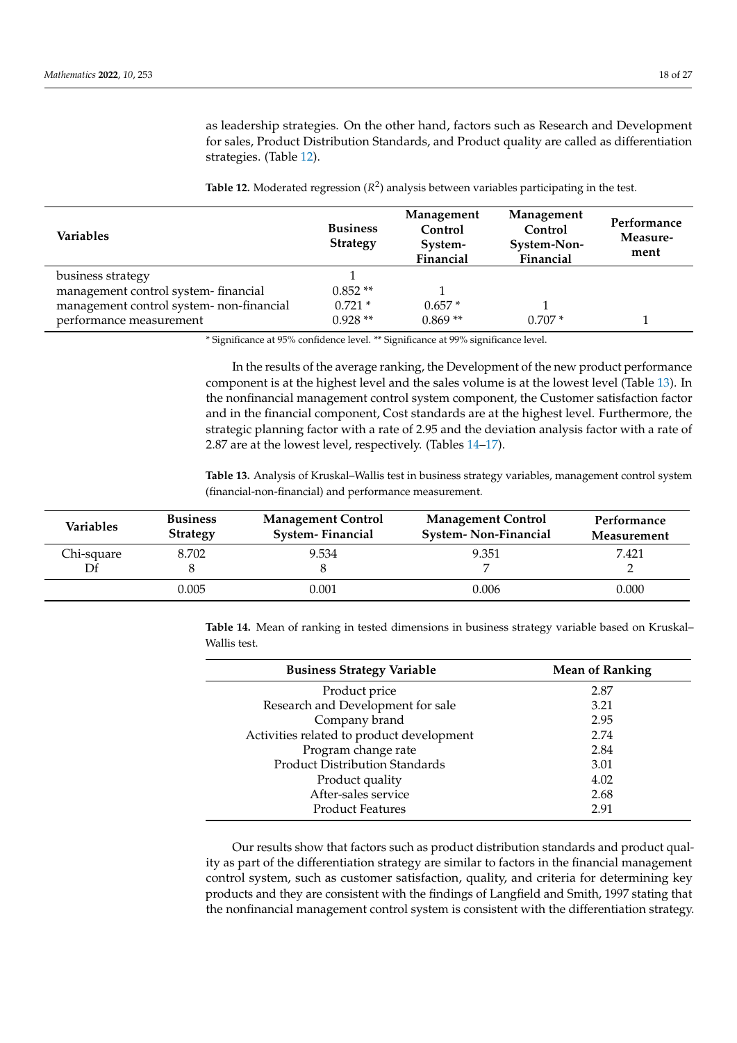as leadership strategies. On the other hand, factors such as Research and Development for sales, Product Distribution Standards, and Product quality are called as differentiation strategies. (Table 12).

**Table 12.** Moderated regression ($R^2$) analysis between variables participating in the test.

| Variables | Business Strategy | Management Control System-Financial | Management Control System-Non-Financial | Performance Measurement |
|---|---|---|---|---|
| business strategy | 1 | | | |
| management control system- financial | 0.852 ** | 1 | | |
| management control system- non-financial | 0.721 * | 0.657 * | 1 | |
| performance measurement | 0.928 ** | 0.869 ** | 0.707 * | 1 |

* Significance at 95% confidence level. ** Significance at 99% significance level.

In the results of the average ranking, the Development of the new product performance component is at the highest level and the sales volume is at the lowest level (Table 13). In the nonfinancial management control system component, the Customer satisfaction factor and in the financial component, Cost standards are at the highest level. Furthermore, the strategic planning factor with a rate of 2.95 and the deviation analysis factor with a rate of 2.87 are at the lowest level, respectively. (Tables 14–17).

**Table 13.** Analysis of Kruskal–Wallis test in business strategy variables, management control system (financial-non-financial) and performance measurement.

| Variables | Business Strategy | Management Control System- Financial | Management Control System- Non-Financial | Performance Measurement |
|---|---|---|---|---|
| Chi-square | 8.702 | 9.534 | 9.351 | 7.421 |
| Df | 8 | 8 | 7 | 2 |
| | 0.005 | 0.001 | 0.006 | 0.000 |

**Table 14.** Mean of ranking in tested dimensions in business strategy variable based on Kruskal–Wallis test.

| Business Strategy Variable | Mean of Ranking |
|---|---|
| Product price | 2.87 |
| Research and Development for sale | 3.21 |
| Company brand | 2.95 |
| Activities related to product development | 2.74 |
| Program change rate | 2.84 |
| Product Distribution Standards | 3.01 |
| Product quality | 4.02 |
| After-sales service | 2.68 |
| Product Features | 2.91 |

Our results show that factors such as product distribution standards and product quality as part of the differentiation strategy are similar to factors in the financial management control system, such as customer satisfaction, quality, and criteria for determining key products and they are consistent with the findings of Langfield and Smith, 1997 stating that the nonfinancial management control system is consistent with the differentiation strategy.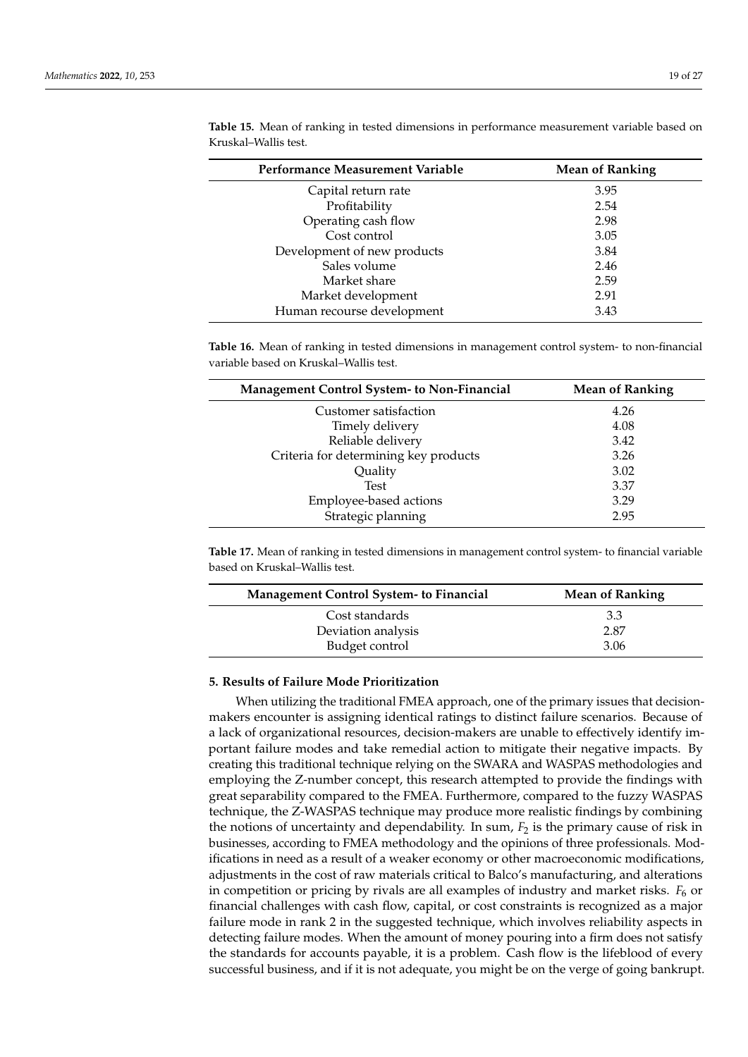**Table 15.** Mean of ranking in tested dimensions in performance measurement variable based on Kruskal–Wallis test.

| Performance Measurement Variable | Mean of Ranking |
| --- | --- |
| Capital return rate | 3.95 |
| Profitability | 2.54 |
| Operating cash flow | 2.98 |
| Cost control | 3.05 |
| Development of new products | 3.84 |
| Sales volume | 2.46 |
| Market share | 2.59 |
| Market development | 2.91 |
| Human recourse development | 3.43 |

**Table 16.** Mean of ranking in tested dimensions in management control system- to non-financial variable based on Kruskal–Wallis test.

| Management Control System- to Non-Financial | Mean of Ranking |
| --- | --- |
| Customer satisfaction | 4.26 |
| Timely delivery | 4.08 |
| Reliable delivery | 3.42 |
| Criteria for determining key products | 3.26 |
| Quality | 3.02 |
| Test | 3.37 |
| Employee-based actions | 3.29 |
| Strategic planning | 2.95 |

**Table 17.** Mean of ranking in tested dimensions in management control system- to financial variable based on Kruskal–Wallis test.

| Management Control System- to Financial | Mean of Ranking |
| --- | --- |
| Cost standards | 3.3 |
| Deviation analysis | 2.87 |
| Budget control | 3.06 |

## 5. Results of Failure Mode Prioritization

When utilizing the traditional FMEA approach, one of the primary issues that decision-makers encounter is assigning identical ratings to distinct failure scenarios. Because of a lack of organizational resources, decision-makers are unable to effectively identify important failure modes and take remedial action to mitigate their negative impacts. By creating this traditional technique relying on the SWARA and WASPAS methodologies and employing the Z-number concept, this research attempted to provide the findings with great separability compared to the FMEA. Furthermore, compared to the fuzzy WASPAS technique, the Z-WASPAS technique may produce more realistic findings by combining the notions of uncertainty and dependability. In sum, $F_2$ is the primary cause of risk in businesses, according to FMEA methodology and the opinions of three professionals. Modifications in need as a result of a weaker economy or other macroeconomic modifications, adjustments in the cost of raw materials critical to Balco's manufacturing, and alterations in competition or pricing by rivals are all examples of industry and market risks. $F_6$ or financial challenges with cash flow, capital, or cost constraints is recognized as a major failure mode in rank 2 in the suggested technique, which involves reliability aspects in detecting failure modes. When the amount of money pouring into a firm does not satisfy the standards for accounts payable, it is a problem. Cash flow is the lifeblood of every successful business, and if it is not adequate, you might be on the verge of going bankrupt.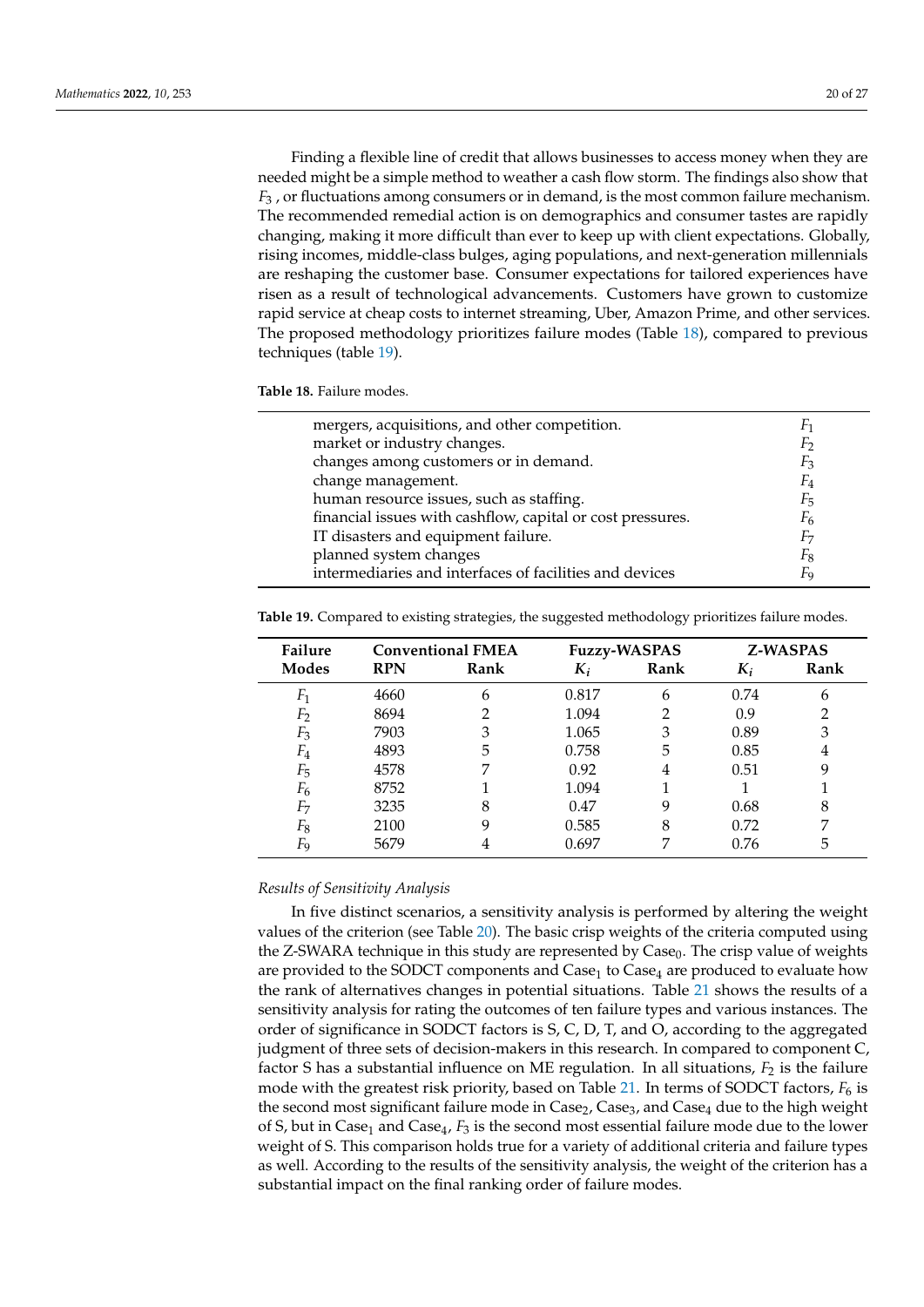Finding a flexible line of credit that allows businesses to access money when they are needed might be a simple method to weather a cash flow storm. The findings also show that $F_3$ , or fluctuations among consumers or in demand, is the most common failure mechanism. The recommended remedial action is on demographics and consumer tastes are rapidly changing, making it more difficult than ever to keep up with client expectations. Globally, rising incomes, middle-class bulges, aging populations, and next-generation millennials are reshaping the customer base. Consumer expectations for tailored experiences have risen as a result of technological advancements. Customers have grown to customize rapid service at cheap costs to internet streaming, Uber, Amazon Prime, and other services. The proposed methodology prioritizes failure modes (Table 18), compared to previous techniques (table 19).

**Table 18.** Failure modes.

| | |
|---|---|
| mergers, acquisitions, and other competition. | $F_1$ |
| market or industry changes. | $F_2$ |
| changes among customers or in demand. | $F_3$ |
| change management. | $F_4$ |
| human resource issues, such as staffing. | $F_5$ |
| financial issues with cashflow, capital or cost pressures. | $F_6$ |
| IT disasters and equipment failure. | $F_7$ |
| planned system changes | $F_8$ |
| intermediaries and interfaces of facilities and devices | $F_9$ |

**Table 19.** Compared to existing strategies, the suggested methodology prioritizes failure modes.

| Failure Modes | Conventional FMEA | | Fuzzy-WASPAS | | Z-WASPAS | |
|---|---|---|---|---|---|---|
| | RPN | Rank | $K_i$ | Rank | $K_i$ | Rank |
| $F_1$ | 4660 | 6 | 0.817 | 6 | 0.74 | 6 |
| $F_2$ | 8694 | 2 | 1.094 | 2 | 0.9 | 2 |
| $F_3$ | 7903 | 3 | 1.065 | 3 | 0.89 | 3 |
| $F_4$ | 4893 | 5 | 0.758 | 5 | 0.85 | 4 |
| $F_5$ | 4578 | 7 | 0.92 | 4 | 0.51 | 9 |
| $F_6$ | 8752 | 1 | 1.094 | 1 | 1 | 1 |
| $F_7$ | 3235 | 8 | 0.47 | 9 | 0.68 | 8 |
| $F_8$ | 2100 | 9 | 0.585 | 8 | 0.72 | 7 |
| $F_9$ | 5679 | 4 | 0.697 | 7 | 0.76 | 5 |

*Results of Sensitivity Analysis*

In five distinct scenarios, a sensitivity analysis is performed by altering the weight values of the criterion (see Table 20). The basic crisp weights of the criteria computed using the Z-SWARA technique in this study are represented by $Case_0$. The crisp value of weights are provided to the SODCT components and $Case_1$ to $Case_4$ are produced to evaluate how the rank of alternatives changes in potential situations. Table 21 shows the results of a sensitivity analysis for rating the outcomes of ten failure types and various instances. The order of significance in SODCT factors is S, C, D, T, and O, according to the aggregated judgment of three sets of decision-makers in this research. In compared to component C, factor S has a substantial influence on ME regulation. In all situations, $F_2$ is the failure mode with the greatest risk priority, based on Table 21. In terms of SODCT factors, $F_6$ is the second most significant failure mode in $Case_2$, $Case_3$, and $Case_4$ due to the high weight of S, but in $Case_1$ and $Case_4$, $F_3$ is the second most essential failure mode due to the lower weight of S. This comparison holds true for a variety of additional criteria and failure types as well. According to the results of the sensitivity analysis, the weight of the criterion has a substantial impact on the final ranking order of failure modes.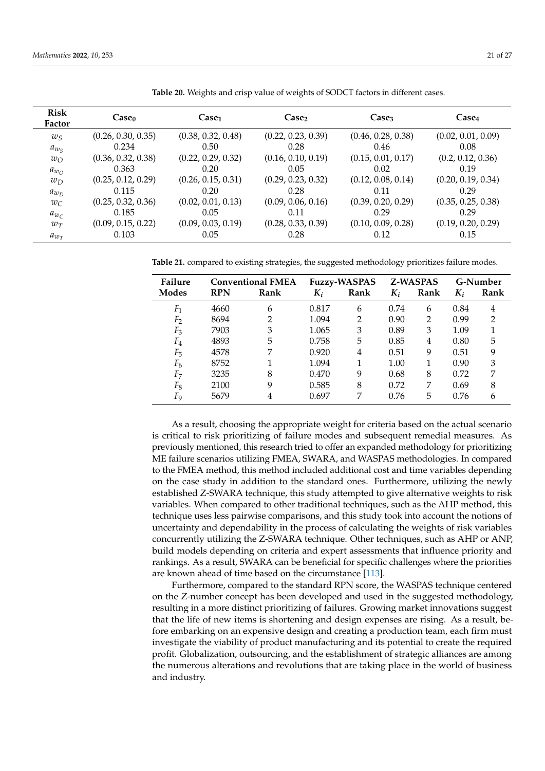**Table 20.** Weights and crisp value of weights of SODCT factors in different cases.

| Risk Factor | $Case_0$ | $Case_1$ | $Case_2$ | $Case_3$ | $Case_4$ |
|---|---|---|---|---|---|
| $w_S$ | (0.26, 0.30, 0.35) | (0.38, 0.32, 0.48) | (0.22, 0.23, 0.39) | (0.46, 0.28, 0.38) | (0.02, 0.01, 0.09) |
| $a_{w_S}$ | 0.234 | 0.50 | 0.28 | 0.46 | 0.08 |
| $w_O$ | (0.36, 0.32, 0.38) | (0.22, 0.29, 0.32) | (0.16, 0.10, 0.19) | (0.15, 0.01, 0.17) | (0.2, 0.12, 0.36) |
| $a_{w_O}$ | 0.363 | 0.20 | 0.05 | 0.02 | 0.19 |
| $w_D$ | (0.25, 0.12, 0.29) | (0.26, 0.15, 0.31) | (0.29, 0.23, 0.32) | (0.12, 0.08, 0.14) | (0.20, 0.19, 0.34) |
| $a_{w_D}$ | 0.115 | 0.20 | 0.28 | 0.11 | 0.29 |
| $w_C$ | (0.25, 0.32, 0.36) | (0.02, 0.01, 0.13) | (0.09, 0.06, 0.16) | (0.39, 0.20, 0.29) | (0.35, 0.25, 0.38) |
| $a_{w_C}$ | 0.185 | 0.05 | 0.11 | 0.29 | 0.29 |
| $w_T$ | (0.09, 0.15, 0.22) | (0.09, 0.03, 0.19) | (0.28, 0.33, 0.39) | (0.10, 0.09, 0.28) | (0.19, 0.20, 0.29) |
| $a_{w_T}$ | 0.103 | 0.05 | 0.28 | 0.12 | 0.15 |

**Table 21.** compared to existing strategies, the suggested methodology prioritizes failure modes.

| Failure Modes | Conventional FMEA | | Fuzzy-WASPAS | | Z-WASPAS | | G-Number | |
|---|---|---|---|---|---|---|---|---|
| | RPN | Rank | $K_i$ | Rank | $K_i$ | Rank | $K_i$ | Rank |
| $F_1$ | 4660 | 6 | 0.817 | 6 | 0.74 | 6 | 0.84 | 4 |
| $F_2$ | 8694 | 2 | 1.094 | 2 | 0.90 | 2 | 0.99 | 2 |
| $F_3$ | 7903 | 3 | 1.065 | 3 | 0.89 | 3 | 1.09 | 1 |
| $F_4$ | 4893 | 5 | 0.758 | 5 | 0.85 | 4 | 0.80 | 5 |
| $F_5$ | 4578 | 7 | 0.920 | 4 | 0.51 | 9 | 0.51 | 9 |
| $F_6$ | 8752 | 1 | 1.094 | 1 | 1.00 | 1 | 0.90 | 3 |
| $F_7$ | 3235 | 8 | 0.470 | 9 | 0.68 | 8 | 0.72 | 7 |
| $F_8$ | 2100 | 9 | 0.585 | 8 | 0.72 | 7 | 0.69 | 8 |
| $F_9$ | 5679 | 4 | 0.697 | 7 | 0.76 | 5 | 0.76 | 6 |

As a result, choosing the appropriate weight for criteria based on the actual scenario is critical to risk prioritizing of failure modes and subsequent remedial measures. As previously mentioned, this research tried to offer an expanded methodology for prioritizing ME failure scenarios utilizing FMEA, SWARA, and WASPAS methodologies. In compared to the FMEA method, this method included additional cost and time variables depending on the case study in addition to the standard ones. Furthermore, utilizing the newly established Z-SWARA technique, this study attempted to give alternative weights to risk variables. When compared to other traditional techniques, such as the AHP method, this technique uses less pairwise comparisons, and this study took into account the notions of uncertainty and dependability in the process of calculating the weights of risk variables concurrently utilizing the Z-SWARA technique. Other techniques, such as AHP or ANP, build models depending on criteria and expert assessments that influence priority and rankings. As a result, SWARA can be beneficial for specific challenges where the priorities are known ahead of time based on the circumstance [113].

Furthermore, compared to the standard RPN score, the WASPAS technique centered on the Z-number concept has been developed and used in the suggested methodology, resulting in a more distinct prioritizing of failures. Growing market innovations suggest that the life of new items is shortening and design expenses are rising. As a result, before embarking on an expensive design and creating a production team, each firm must investigate the viability of product manufacturing and its potential to create the required profit. Globalization, outsourcing, and the establishment of strategic alliances are among the numerous alterations and revolutions that are taking place in the world of business and industry.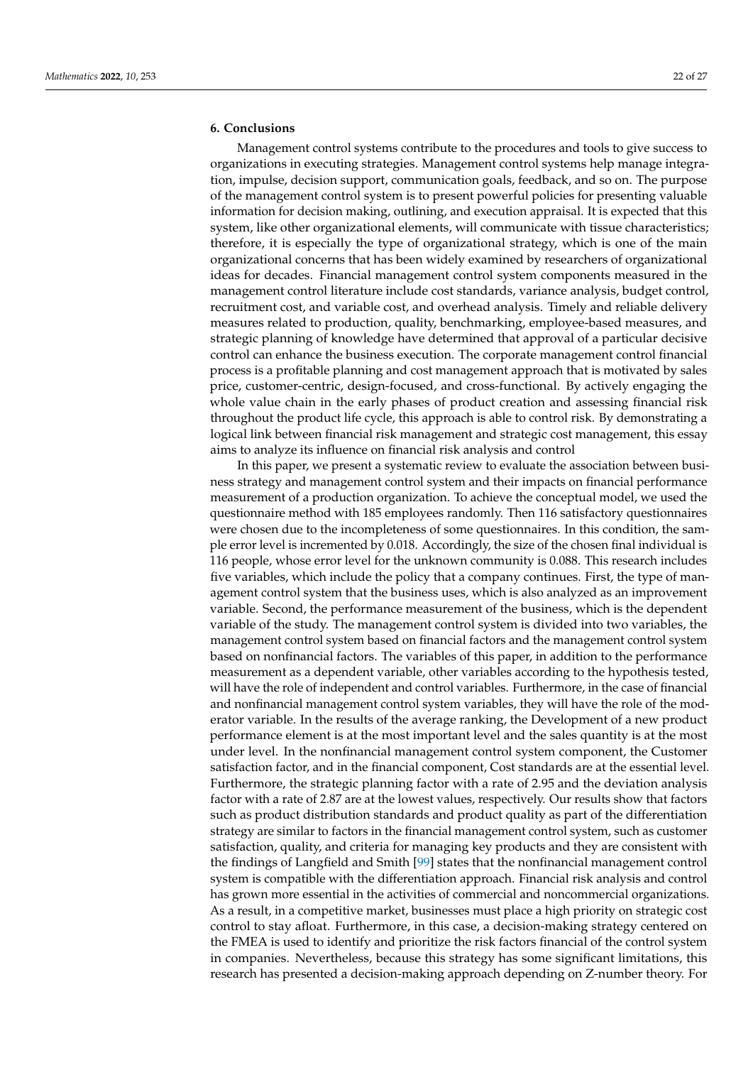## 6. Conclusions

Management control systems contribute to the procedures and tools to give success to organizations in executing strategies. Management control systems help manage integration, impulse, decision support, communication goals, feedback, and so on. The purpose of the management control system is to present powerful policies for presenting valuable information for decision making, outlining, and execution appraisal. It is expected that this system, like other organizational elements, will communicate with tissue characteristics; therefore, it is especially the type of organizational strategy, which is one of the main organizational concerns that has been widely examined by researchers of organizational ideas for decades. Financial management control system components measured in the management control literature include cost standards, variance analysis, budget control, recruitment cost, and variable cost, and overhead analysis. Timely and reliable delivery measures related to production, quality, benchmarking, employee-based measures, and strategic planning of knowledge have determined that approval of a particular decisive control can enhance the business execution. The corporate management control financial process is a profitable planning and cost management approach that is motivated by sales price, customer-centric, design-focused, and cross-functional. By actively engaging the whole value chain in the early phases of product creation and assessing financial risk throughout the product life cycle, this approach is able to control risk. By demonstrating a logical link between financial risk management and strategic cost management, this essay aims to analyze its influence on financial risk analysis and control

In this paper, we present a systematic review to evaluate the association between business strategy and management control system and their impacts on financial performance measurement of a production organization. To achieve the conceptual model, we used the questionnaire method with 185 employees randomly. Then 116 satisfactory questionnaires were chosen due to the incompleteness of some questionnaires. In this condition, the sample error level is incremented by 0.018. Accordingly, the size of the chosen final individual is 116 people, whose error level for the unknown community is 0.088. This research includes five variables, which include the policy that a company continues. First, the type of management control system that the business uses, which is also analyzed as an improvement variable. Second, the performance measurement of the business, which is the dependent variable of the study. The management control system is divided into two variables, the management control system based on financial factors and the management control system based on nonfinancial factors. The variables of this paper, in addition to the performance measurement as a dependent variable, other variables according to the hypothesis tested, will have the role of independent and control variables. Furthermore, in the case of financial and nonfinancial management control system variables, they will have the role of the moderator variable. In the results of the average ranking, the Development of a new product performance element is at the most important level and the sales quantity is at the most under level. In the nonfinancial management control system component, the Customer satisfaction factor, and in the financial component, Cost standards are at the essential level. Furthermore, the strategic planning factor with a rate of 2.95 and the deviation analysis factor with a rate of 2.87 are at the lowest values, respectively. Our results show that factors such as product distribution standards and product quality as part of the differentiation strategy are similar to factors in the financial management control system, such as customer satisfaction, quality, and criteria for managing key products and they are consistent with the findings of Langfield and Smith [99] states that the nonfinancial management control system is compatible with the differentiation approach. Financial risk analysis and control has grown more essential in the activities of commercial and noncommercial organizations. As a result, in a competitive market, businesses must place a high priority on strategic cost control to stay afloat. Furthermore, in this case, a decision-making strategy centered on the FMEA is used to identify and prioritize the risk factors financial of the control system in companies. Nevertheless, because this strategy has some significant limitations, this research has presented a decision-making approach depending on Z-number theory. For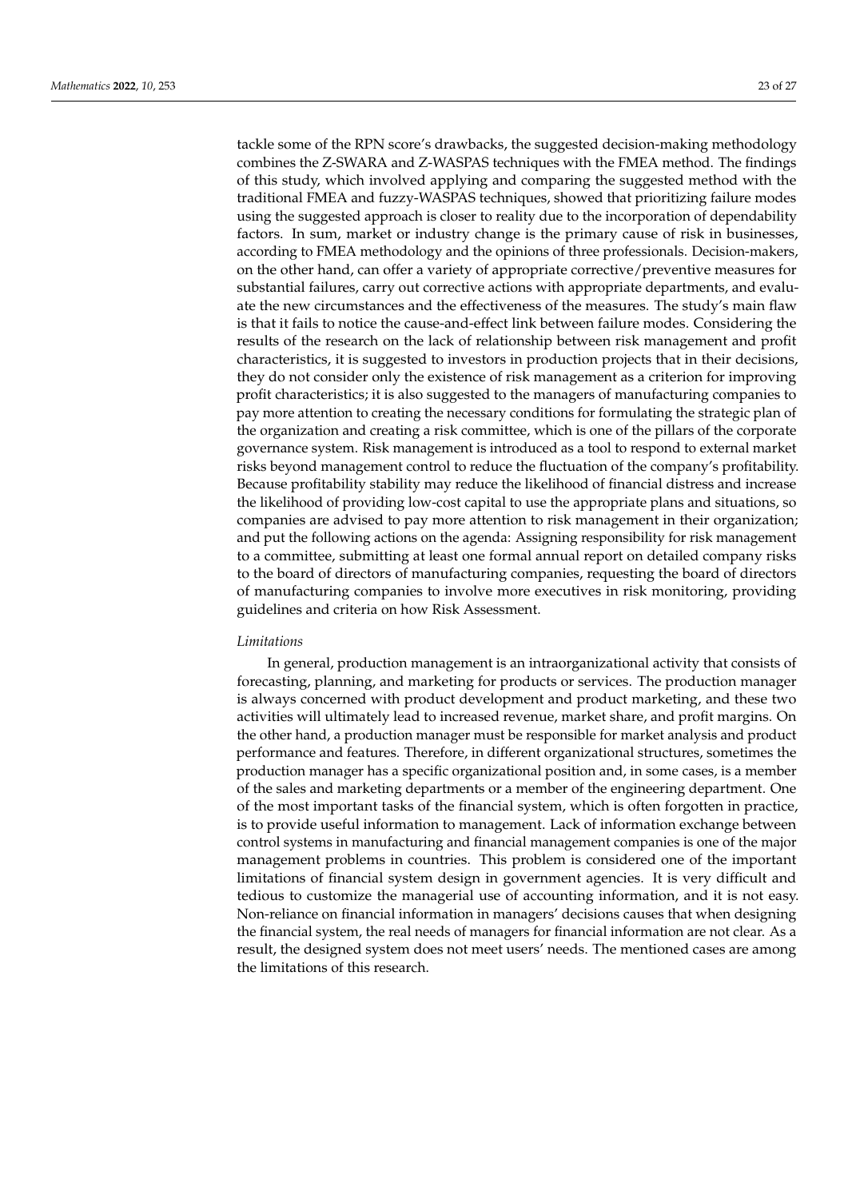tackle some of the RPN score's drawbacks, the suggested decision-making methodology combines the Z-SWARA and Z-WASPAS techniques with the FMEA method. The findings of this study, which involved applying and comparing the suggested method with the traditional FMEA and fuzzy-WASPAS techniques, showed that prioritizing failure modes using the suggested approach is closer to reality due to the incorporation of dependability factors. In sum, market or industry change is the primary cause of risk in businesses, according to FMEA methodology and the opinions of three professionals. Decision-makers, on the other hand, can offer a variety of appropriate corrective/preventive measures for substantial failures, carry out corrective actions with appropriate departments, and evaluate the new circumstances and the effectiveness of the measures. The study's main flaw is that it fails to notice the cause-and-effect link between failure modes. Considering the results of the research on the lack of relationship between risk management and profit characteristics, it is suggested to investors in production projects that in their decisions, they do not consider only the existence of risk management as a criterion for improving profit characteristics; it is also suggested to the managers of manufacturing companies to pay more attention to creating the necessary conditions for formulating the strategic plan of the organization and creating a risk committee, which is one of the pillars of the corporate governance system. Risk management is introduced as a tool to respond to external market risks beyond management control to reduce the fluctuation of the company's profitability. Because profitability stability may reduce the likelihood of financial distress and increase the likelihood of providing low-cost capital to use the appropriate plans and situations, so companies are advised to pay more attention to risk management in their organization; and put the following actions on the agenda: Assigning responsibility for risk management to a committee, submitting at least one formal annual report on detailed company risks to the board of directors of manufacturing companies, requesting the board of directors of manufacturing companies to involve more executives in risk monitoring, providing guidelines and criteria on how Risk Assessment.

*Limitations*

In general, production management is an intraorganizational activity that consists of forecasting, planning, and marketing for products or services. The production manager is always concerned with product development and product marketing, and these two activities will ultimately lead to increased revenue, market share, and profit margins. On the other hand, a production manager must be responsible for market analysis and product performance and features. Therefore, in different organizational structures, sometimes the production manager has a specific organizational position and, in some cases, is a member of the sales and marketing departments or a member of the engineering department. One of the most important tasks of the financial system, which is often forgotten in practice, is to provide useful information to management. Lack of information exchange between control systems in manufacturing and financial management companies is one of the major management problems in countries. This problem is considered one of the important limitations of financial system design in government agencies. It is very difficult and tedious to customize the managerial use of accounting information, and it is not easy. Non-reliance on financial information in managers' decisions causes that when designing the financial system, the real needs of managers for financial information are not clear. As a result, the designed system does not meet users' needs. The mentioned cases are among the limitations of this research.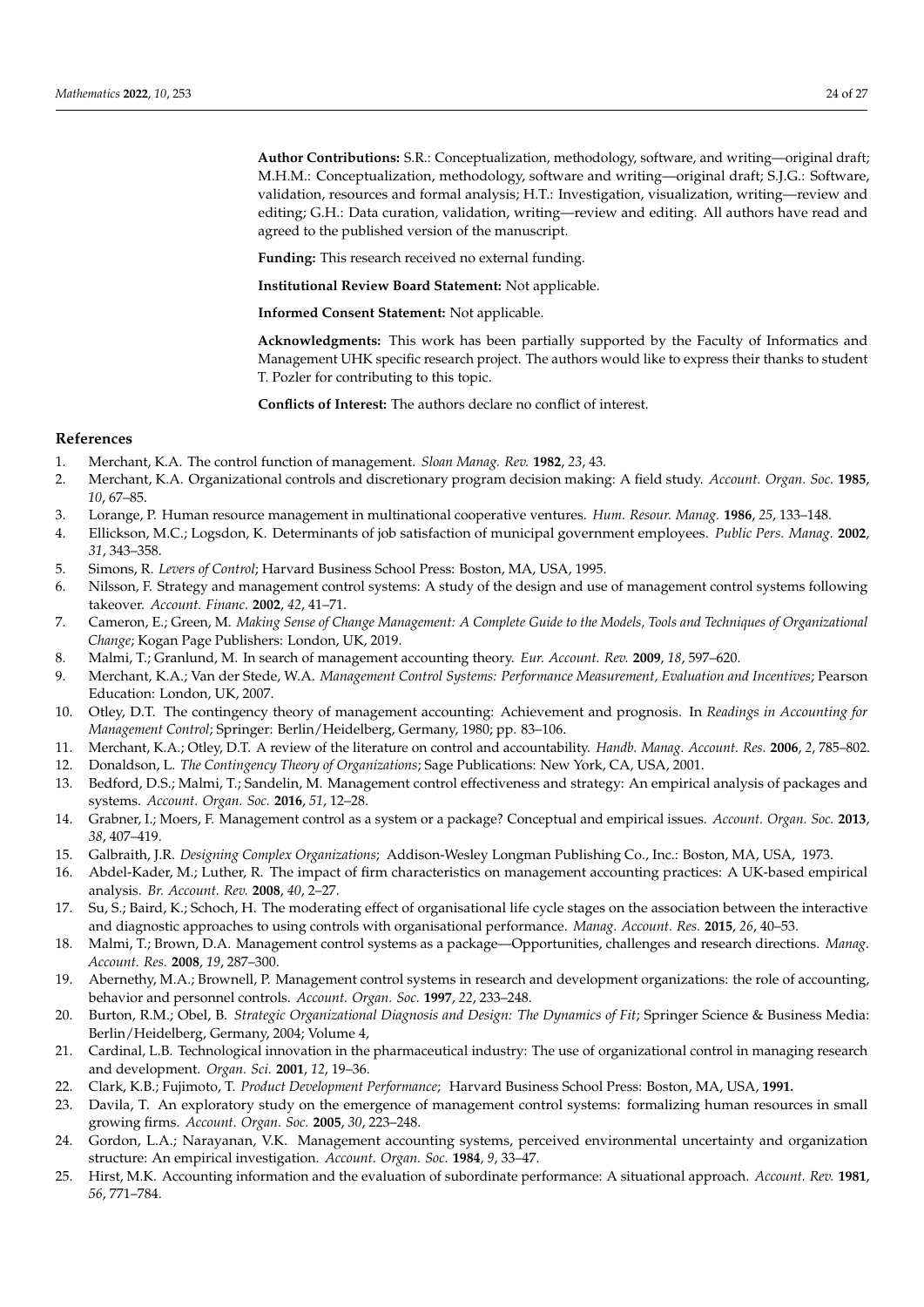**Author Contributions:** S.R.: Conceptualization, methodology, software, and writing—original draft; M.H.M.: Conceptualization, methodology, software and writing—original draft; S.J.G.: Software, validation, resources and formal analysis; H.T.: Investigation, visualization, writing—review and editing; G.H.: Data curation, validation, writing—review and editing. All authors have read and agreed to the published version of the manuscript.

**Funding:** This research received no external funding.

**Institutional Review Board Statement:** Not applicable.

**Informed Consent Statement:** Not applicable.

**Acknowledgments:** This work has been partially supported by the Faculty of Informatics and Management UHK specific research project. The authors would like to express their thanks to student T. Pozler for contributing to this topic.

**Conflicts of Interest:** The authors declare no conflict of interest.

## References

1. Merchant, K.A. The control function of management. *Sloan Manag. Rev.* **1982**, *23*, 43.
2. Merchant, K.A. Organizational controls and discretionary program decision making: A field study. *Account. Organ. Soc.* **1985**, *10*, 67–85.
3. Lorange, P. Human resource management in multinational cooperative ventures. *Hum. Resour. Manag.* **1986**, *25*, 133–148.
4. Ellickson, M.C.; Logsdon, K. Determinants of job satisfaction of municipal government employees. *Public Pers. Manag.* **2002**, *31*, 343–358.
5. Simons, R. *Levers of Control*; Harvard Business School Press: Boston, MA, USA, 1995.
6. Nilsson, F. Strategy and management control systems: A study of the design and use of management control systems following takeover. *Account. Financ.* **2002**, *42*, 41–71.
7. Cameron, E.; Green, M. *Making Sense of Change Management: A Complete Guide to the Models, Tools and Techniques of Organizational Change*; Kogan Page Publishers: London, UK, 2019.
8. Malmi, T.; Granlund, M. In search of management accounting theory. *Eur. Account. Rev.* **2009**, *18*, 597–620.
9. Merchant, K.A.; Van der Stede, W.A. *Management Control Systems: Performance Measurement, Evaluation and Incentives*; Pearson Education: London, UK, 2007.
10. Otley, D.T. The contingency theory of management accounting: Achievement and prognosis. In *Readings in Accounting for Management Control*; Springer: Berlin/Heidelberg, Germany, 1980; pp. 83–106.
11. Merchant, K.A.; Otley, D.T. A review of the literature on control and accountability. *Handb. Manag. Account. Res.* **2006**, *2*, 785–802.
12. Donaldson, L. *The Contingency Theory of Organizations*; Sage Publications: New York, CA, USA, 2001.
13. Bedford, D.S.; Malmi, T.; Sandelin, M. Management control effectiveness and strategy: An empirical analysis of packages and systems. *Account. Organ. Soc.* **2016**, *51*, 12–28.
14. Grabner, I.; Moers, F. Management control as a system or a package? Conceptual and empirical issues. *Account. Organ. Soc.* **2013**, *38*, 407–419.
15. Galbraith, J.R. *Designing Complex Organizations*; Addison-Wesley Longman Publishing Co., Inc.: Boston, MA, USA, 1973.
16. Abdel-Kader, M.; Luther, R. The impact of firm characteristics on management accounting practices: A UK-based empirical analysis. *Br. Account. Rev.* **2008**, *40*, 2–27.
17. Su, S.; Baird, K.; Schoch, H. The moderating effect of organisational life cycle stages on the association between the interactive and diagnostic approaches to using controls with organisational performance. *Manag. Account. Res.* **2015**, *26*, 40–53.
18. Malmi, T.; Brown, D.A. Management control systems as a package—Opportunities, challenges and research directions. *Manag. Account. Res.* **2008**, *19*, 287–300.
19. Abernethy, M.A.; Brownell, P. Management control systems in research and development organizations: the role of accounting, behavior and personnel controls. *Account. Organ. Soc.* **1997**, *22*, 233–248.
20. Burton, R.M.; Obel, B. *Strategic Organizational Diagnosis and Design: The Dynamics of Fit*; Springer Science & Business Media: Berlin/Heidelberg, Germany, 2004; Volume 4,
21. Cardinal, L.B. Technological innovation in the pharmaceutical industry: The use of organizational control in managing research and development. *Organ. Sci.* **2001**, *12*, 19–36.
22. Clark, K.B.; Fujimoto, T. *Product Development Performance*; Harvard Business School Press: Boston, MA, USA, **1991.**
23. Davila, T. An exploratory study on the emergence of management control systems: formalizing human resources in small growing firms. *Account. Organ. Soc.* **2005**, *30*, 223–248.
24. Gordon, L.A.; Narayanan, V.K. Management accounting systems, perceived environmental uncertainty and organization structure: An empirical investigation. *Account. Organ. Soc.* **1984**, *9*, 33–47.
25. Hirst, M.K. Accounting information and the evaluation of subordinate performance: A situational approach. *Account. Rev.* **1981**, *56*, 771–784.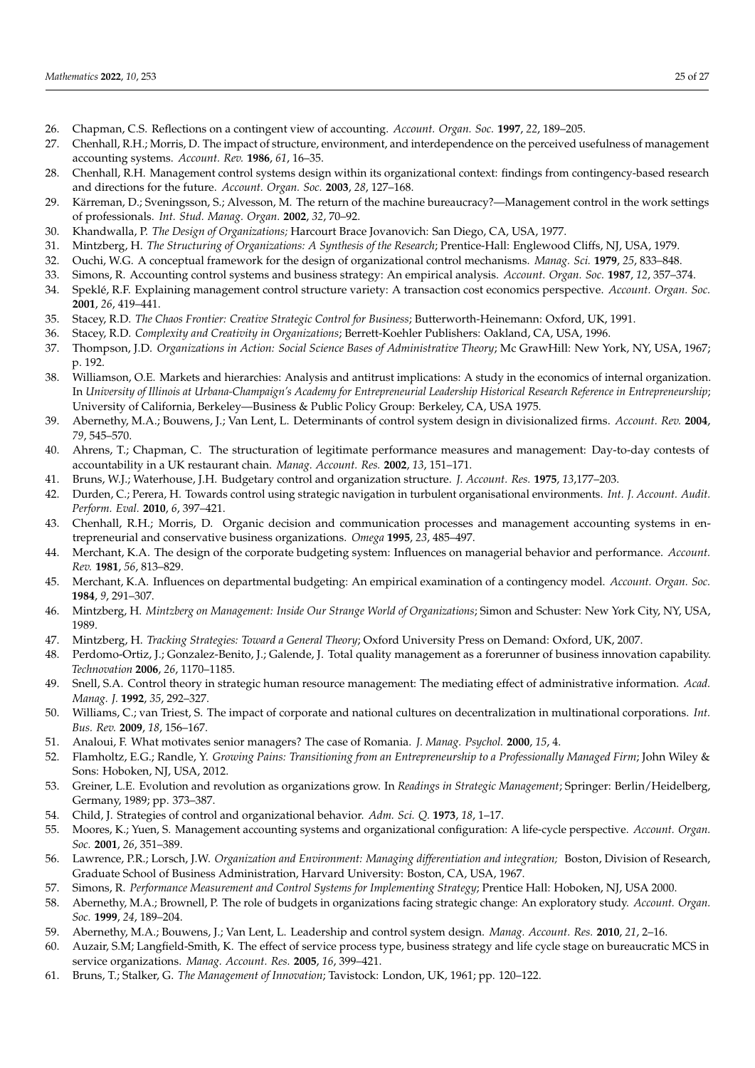26. Chapman, C.S. Reflections on a contingent view of accounting. *Account. Organ. Soc.* **1997**, *22*, 189–205.
27. Chenhall, R.H.; Morris, D. The impact of structure, environment, and interdependence on the perceived usefulness of management accounting systems. *Account. Rev.* **1986**, *61*, 16–35.
28. Chenhall, R.H. Management control systems design within its organizational context: findings from contingency-based research and directions for the future. *Account. Organ. Soc.* **2003**, *28*, 127–168.
29. Kärreman, D.; Sveningsson, S.; Alvesson, M. The return of the machine bureaucracy?—Management control in the work settings of professionals. *Int. Stud. Manag. Organ.* **2002**, *32*, 70–92.
30. Khandwalla, P. *The Design of Organizations;* Harcourt Brace Jovanovich: San Diego, CA, USA, 1977.
31. Mintzberg, H. *The Structuring of Organizations: A Synthesis of the Research*; Prentice-Hall: Englewood Cliffs, NJ, USA, 1979.
32. Ouchi, W.G. A conceptual framework for the design of organizational control mechanisms. *Manag. Sci.* **1979**, *25*, 833–848.
33. Simons, R. Accounting control systems and business strategy: An empirical analysis. *Account. Organ. Soc.* **1987**, *12*, 357–374.
34. Speklé, R.F. Explaining management control structure variety: A transaction cost economics perspective. *Account. Organ. Soc.* **2001**, *26*, 419–441.
35. Stacey, R.D. *The Chaos Frontier: Creative Strategic Control for Business*; Butterworth-Heinemann: Oxford, UK, 1991.
36. Stacey, R.D. *Complexity and Creativity in Organizations*; Berrett-Koehler Publishers: Oakland, CA, USA, 1996.
37. Thompson, J.D. *Organizations in Action: Social Science Bases of Administrative Theory*; Mc GrawHill: New York, NY, USA, 1967; p. 192.
38. Williamson, O.E. Markets and hierarchies: Analysis and antitrust implications: A study in the economics of internal organization. In *University of Illinois at Urbana-Champaign's Academy for Entrepreneurial Leadership Historical Research Reference in Entrepreneurship*; University of California, Berkeley—Business & Public Policy Group: Berkeley, CA, USA 1975.
39. Abernethy, M.A.; Bouwens, J.; Van Lent, L. Determinants of control system design in divisionalized firms. *Account. Rev.* **2004**, *79*, 545–570.
40. Ahrens, T.; Chapman, C. The structuration of legitimate performance measures and management: Day-to-day contests of accountability in a UK restaurant chain. *Manag. Account. Res.* **2002**, *13*, 151–171.
41. Bruns, W.J.; Waterhouse, J.H. Budgetary control and organization structure. *J. Account. Res.* **1975**, *13*,177–203.
42. Durden, C.; Perera, H. Towards control using strategic navigation in turbulent organisational environments. *Int. J. Account. Audit. Perform. Eval.* **2010**, *6*, 397–421.
43. Chenhall, R.H.; Morris, D. Organic decision and communication processes and management accounting systems in entrepreneurial and conservative business organizations. *Omega* **1995**, *23*, 485–497.
44. Merchant, K.A. The design of the corporate budgeting system: Influences on managerial behavior and performance. *Account. Rev.* **1981**, *56*, 813–829.
45. Merchant, K.A. Influences on departmental budgeting: An empirical examination of a contingency model. *Account. Organ. Soc.* **1984**, *9*, 291–307.
46. Mintzberg, H. *Mintzberg on Management: Inside Our Strange World of Organizations*; Simon and Schuster: New York City, NY, USA, 1989.
47. Mintzberg, H. *Tracking Strategies: Toward a General Theory*; Oxford University Press on Demand: Oxford, UK, 2007.
48. Perdomo-Ortiz, J.; Gonzalez-Benito, J.; Galende, J. Total quality management as a forerunner of business innovation capability. *Technovation* **2006**, *26*, 1170–1185.
49. Snell, S.A. Control theory in strategic human resource management: The mediating effect of administrative information. *Acad. Manag. J.* **1992**, *35*, 292–327.
50. Williams, C.; van Triest, S. The impact of corporate and national cultures on decentralization in multinational corporations. *Int. Bus. Rev.* **2009**, *18*, 156–167.
51. Analoui, F. What motivates senior managers? The case of Romania. *J. Manag. Psychol.* **2000**, *15*, 4.
52. Flamholtz, E.G.; Randle, Y. *Growing Pains: Transitioning from an Entrepreneurship to a Professionally Managed Firm*; John Wiley & Sons: Hoboken, NJ, USA, 2012.
53. Greiner, L.E. Evolution and revolution as organizations grow. In *Readings in Strategic Management*; Springer: Berlin/Heidelberg, Germany, 1989; pp. 373–387.
54. Child, J. Strategies of control and organizational behavior. *Adm. Sci. Q.* **1973**, *18*, 1–17.
55. Moores, K.; Yuen, S. Management accounting systems and organizational configuration: A life-cycle perspective. *Account. Organ. Soc.* **2001**, *26*, 351–389.
56. Lawrence, P.R.; Lorsch, J.W. *Organization and Environment: Managing differentiation and integration;* Boston, Division of Research, Graduate School of Business Administration, Harvard University: Boston, CA, USA, 1967.
57. Simons, R. *Performance Measurement and Control Systems for Implementing Strategy*; Prentice Hall: Hoboken, NJ, USA 2000.
58. Abernethy, M.A.; Brownell, P. The role of budgets in organizations facing strategic change: An exploratory study. *Account. Organ. Soc.* **1999**, *24*, 189–204.
59. Abernethy, M.A.; Bouwens, J.; Van Lent, L. Leadership and control system design. *Manag. Account. Res.* **2010**, *21*, 2–16.
60. Auzair, S.M; Langfield-Smith, K. The effect of service process type, business strategy and life cycle stage on bureaucratic MCS in service organizations. *Manag. Account. Res.* **2005**, *16*, 399–421.
61. Bruns, T.; Stalker, G. *The Management of Innovation*; Tavistock: London, UK, 1961; pp. 120–122.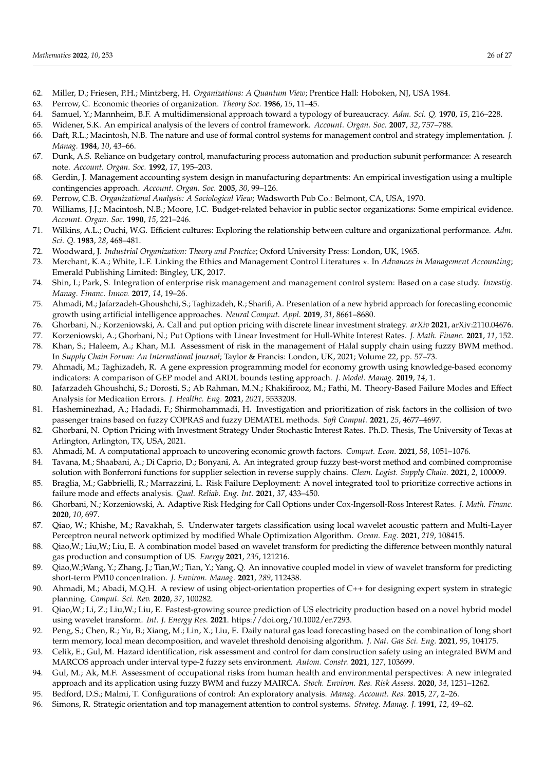62. Miller, D.; Friesen, P.H.; Mintzberg, H. *Organizations: A Quantum View*; Prentice Hall: Hoboken, NJ, USA 1984.
63. Perrow, C. Economic theories of organization. *Theory Soc.* **1986**, *15*, 11–45.
64. Samuel, Y.; Mannheim, B.F. A multidimensional approach toward a typology of bureaucracy. *Adm. Sci. Q.* **1970**, *15*, 216–228.
65. Widener, S.K. An empirical analysis of the levers of control framework. *Account. Organ. Soc.* **2007**, *32*, 757–788.
66. Daft, R.L.; Macintosh, N.B. The nature and use of formal control systems for management control and strategy implementation. *J. Manag.* **1984**, *10*, 43–66.
67. Dunk, A.S. Reliance on budgetary control, manufacturing process automation and production subunit performance: A research note. *Account. Organ. Soc.* **1992**, *17*, 195–203.
68. Gerdin, J. Management accounting system design in manufacturing departments: An empirical investigation using a multiple contingencies approach. *Account. Organ. Soc.* **2005**, *30*, 99–126.
69. Perrow, C.B. *Organizational Analysis: A Sociological View*; Wadsworth Pub Co.: Belmont, CA, USA, 1970.
70. Williams, J.J.; Macintosh, N.B.; Moore, J.C. Budget-related behavior in public sector organizations: Some empirical evidence. *Account. Organ. Soc.* **1990**, *15*, 221–246.
71. Wilkins, A.L.; Ouchi, W.G. Efficient cultures: Exploring the relationship between culture and organizational performance. *Adm. Sci. Q.* **1983**, *28*, 468–481.
72. Woodward, J. *Industrial Organization: Theory and Practice*; Oxford University Press: London, UK, 1965.
73. Merchant, K.A.; White, L.F. Linking the Ethics and Management Control Literatures ⋆. In *Advances in Management Accounting*; Emerald Publishing Limited: Bingley, UK, 2017.
74. Shin, I.; Park, S. Integration of enterprise risk management and management control system: Based on a case study. *Investig. Manag. Financ. Innov.* **2017**, *14*, 19–26.
75. Ahmadi, M.; Jafarzadeh-Ghoushchi, S.; Taghizadeh, R.; Sharifi, A. Presentation of a new hybrid approach for forecasting economic growth using artificial intelligence approaches. *Neural Comput. Appl.* **2019**, *31*, 8661–8680.
76. Ghorbani, N.; Korzeniowski, A. Call and put option pricing with discrete linear investment strategy. *arXiv* **2021**, arXiv:2110.04676.
77. Korzeniowski, A.; Ghorbani, N.; Put Options with Linear Investment for Hull-White Interest Rates. *J. Math. Financ.* **2021**, *11*, 152.
78. Khan, S.; Haleem, A.; Khan, M.I. Assessment of risk in the management of Halal supply chain using fuzzy BWM method. In *Supply Chain Forum: An International Journal*; Taylor & Francis: London, UK, 2021; Volume 22, pp. 57–73.
79. Ahmadi, M.; Taghizadeh, R. A gene expression programming model for economy growth using knowledge-based economy indicators: A comparison of GEP model and ARDL bounds testing approach. *J. Model. Manag.* **2019**, *14*, 1.
80. Jafarzadeh Ghoushchi, S.; Dorosti, S.; Ab Rahman, M.N.; Khakifirooz, M.; Fathi, M. Theory-Based Failure Modes and Effect Analysis for Medication Errors. *J. Healthc. Eng.* **2021**, *2021*, 5533208.
81. Hasheminezhad, A.; Hadadi, F.; Shirmohammadi, H. Investigation and prioritization of risk factors in the collision of two passenger trains based on fuzzy COPRAS and fuzzy DEMATEL methods. *Soft Comput.* **2021**, *25*, 4677–4697.
82. Ghorbani, N. Option Pricing with Investment Strategy Under Stochastic Interest Rates. Ph.D. Thesis, The University of Texas at Arlington, Arlington, TX, USA, 2021.
83. Ahmadi, M. A computational approach to uncovering economic growth factors. *Comput. Econ.* **2021**, *58*, 1051–1076.
84. Tavana, M.; Shaabani, A.; Di Caprio, D.; Bonyani, A. An integrated group fuzzy best-worst method and combined compromise solution with Bonferroni functions for supplier selection in reverse supply chains. *Clean. Logist. Supply Chain.* **2021**, *2*, 100009.
85. Braglia, M.; Gabbrielli, R.; Marrazzini, L. Risk Failure Deployment: A novel integrated tool to prioritize corrective actions in failure mode and effects analysis. *Qual. Reliab. Eng. Int.* **2021**, *37*, 433–450.
86. Ghorbani, N.; Korzeniowski, A. Adaptive Risk Hedging for Call Options under Cox-Ingersoll-Ross Interest Rates. *J. Math. Financ.* **2020**, *10*, 697.
87. Qiao, W.; Khishe, M.; Ravakhah, S. Underwater targets classification using local wavelet acoustic pattern and Multi-Layer Perceptron neural network optimized by modified Whale Optimization Algorithm. *Ocean. Eng.* **2021**, *219*, 108415.
88. Qiao,W.; Liu,W.; Liu, E. A combination model based on wavelet transform for predicting the difference between monthly natural gas production and consumption of US. *Energy* **2021**, *235*, 121216.
89. Qiao,W.;Wang, Y.; Zhang, J.; Tian,W.; Tian, Y.; Yang, Q. An innovative coupled model in view of wavelet transform for predicting short-term PM10 concentration. *J. Environ. Manag.* **2021**, *289*, 112438.
90. Ahmadi, M.; Abadi, M.Q.H. A review of using object-orientation properties of C++ for designing expert system in strategic planning. *Comput. Sci. Rev.* **2020**, *37*, 100282.
91. Qiao,W.; Li, Z.; Liu,W.; Liu, E. Fastest-growing source prediction of US electricity production based on a novel hybrid model using wavelet transform. *Int. J. Energy Res.* **2021**. https://doi.org/10.1002/er.7293.
92. Peng, S.; Chen, R.; Yu, B.; Xiang, M.; Lin, X.; Liu, E. Daily natural gas load forecasting based on the combination of long short term memory, local mean decomposition, and wavelet threshold denoising algorithm. *J. Nat. Gas Sci. Eng.* **2021**, *95*, 104175.
93. Celik, E.; Gul, M. Hazard identification, risk assessment and control for dam construction safety using an integrated BWM and MARCOS approach under interval type-2 fuzzy sets environment. *Autom. Constr.* **2021**, *127*, 103699.
94. Gul, M.; Ak, M.F. Assessment of occupational risks from human health and environmental perspectives: A new integrated approach and its application using fuzzy BWM and fuzzy MAIRCA. *Stoch. Environ. Res. Risk Assess.* **2020**, *34*, 1231–1262.
95. Bedford, D.S.; Malmi, T. Configurations of control: An exploratory analysis. *Manag. Account. Res.* **2015**, *27*, 2–26.
96. Simons, R. Strategic orientation and top management attention to control systems. *Strateg. Manag. J.* **1991**, *12*, 49–62.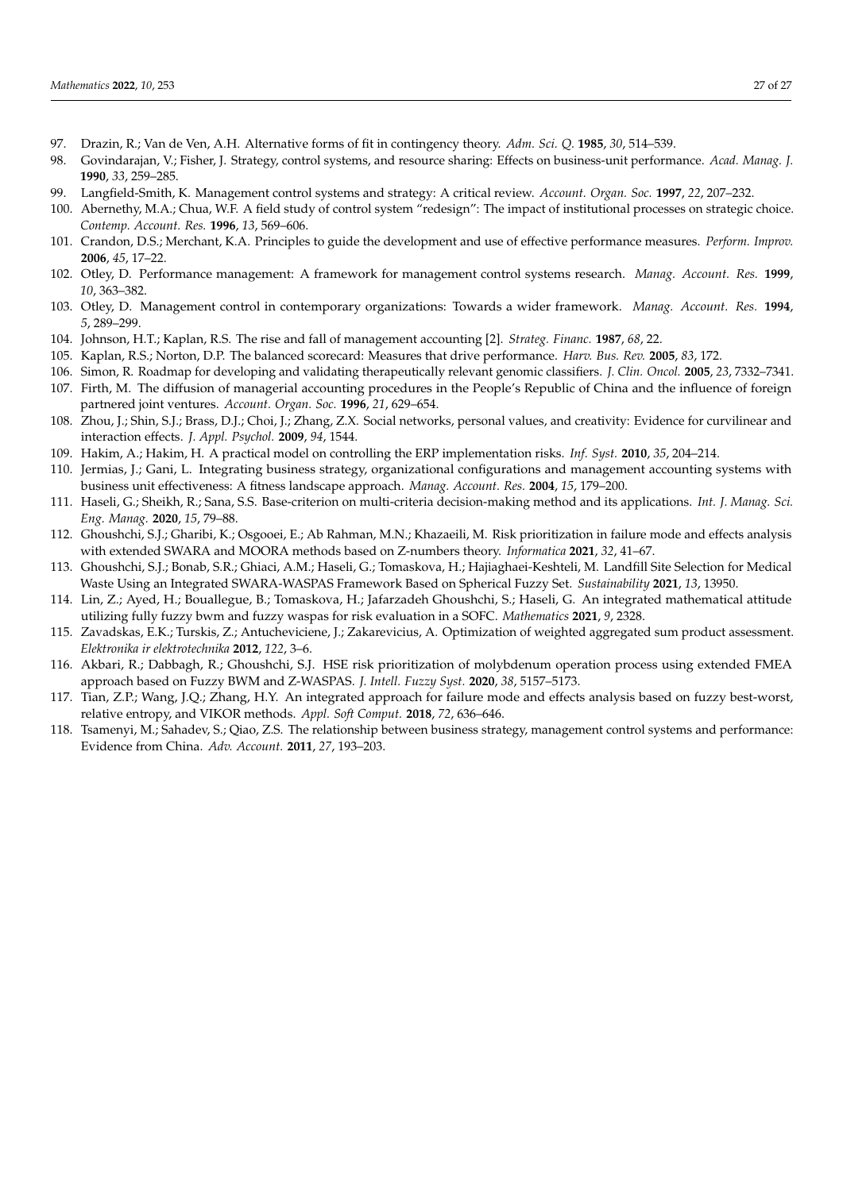97. Drazin, R.; Van de Ven, A.H. Alternative forms of fit in contingency theory. *Adm. Sci. Q.* **1985**, *30*, 514–539.
98. Govindarajan, V.; Fisher, J. Strategy, control systems, and resource sharing: Effects on business-unit performance. *Acad. Manag. J.* **1990**, *33*, 259–285.
99. Langfield-Smith, K. Management control systems and strategy: A critical review. *Account. Organ. Soc.* **1997**, *22*, 207–232.
100. Abernethy, M.A.; Chua, W.F. A field study of control system "redesign": The impact of institutional processes on strategic choice. *Contemp. Account. Res.* **1996**, *13*, 569–606.
101. Crandon, D.S.; Merchant, K.A. Principles to guide the development and use of effective performance measures. *Perform. Improv.* **2006**, *45*, 17–22.
102. Otley, D. Performance management: A framework for management control systems research. *Manag. Account. Res.* **1999**, *10*, 363–382.
103. Otley, D. Management control in contemporary organizations: Towards a wider framework. *Manag. Account. Res.* **1994**, *5*, 289–299.
104. Johnson, H.T.; Kaplan, R.S. The rise and fall of management accounting [2]. *Strateg. Financ.* **1987**, *68*, 22.
105. Kaplan, R.S.; Norton, D.P. The balanced scorecard: Measures that drive performance. *Harv. Bus. Rev.* **2005**, *83*, 172.
106. Simon, R. Roadmap for developing and validating therapeutically relevant genomic classifiers. *J. Clin. Oncol.* **2005**, *23*, 7332–7341.
107. Firth, M. The diffusion of managerial accounting procedures in the People's Republic of China and the influence of foreign partnered joint ventures. *Account. Organ. Soc.* **1996**, *21*, 629–654.
108. Zhou, J.; Shin, S.J.; Brass, D.J.; Choi, J.; Zhang, Z.X. Social networks, personal values, and creativity: Evidence for curvilinear and interaction effects. *J. Appl. Psychol.* **2009**, *94*, 1544.
109. Hakim, A.; Hakim, H. A practical model on controlling the ERP implementation risks. *Inf. Syst.* **2010**, *35*, 204–214.
110. Jermias, J.; Gani, L. Integrating business strategy, organizational configurations and management accounting systems with business unit effectiveness: A fitness landscape approach. *Manag. Account. Res.* **2004**, *15*, 179–200.
111. Haseli, G.; Sheikh, R.; Sana, S.S. Base-criterion on multi-criteria decision-making method and its applications. *Int. J. Manag. Sci. Eng. Manag.* **2020**, *15*, 79–88.
112. Ghoushchi, S.J.; Gharibi, K.; Osgooei, E.; Ab Rahman, M.N.; Khazaeili, M. Risk prioritization in failure mode and effects analysis with extended SWARA and MOORA methods based on Z-numbers theory. *Informatica* **2021**, *32*, 41–67.
113. Ghoushchi, S.J.; Bonab, S.R.; Ghiaci, A.M.; Haseli, G.; Tomaskova, H.; Hajiaghaei-Keshteli, M. Landfill Site Selection for Medical Waste Using an Integrated SWARA-WASPAS Framework Based on Spherical Fuzzy Set. *Sustainability* **2021**, *13*, 13950.
114. Lin, Z.; Ayed, H.; Bouallegue, B.; Tomaskova, H.; Jafarzadeh Ghoushchi, S.; Haseli, G. An integrated mathematical attitude utilizing fully fuzzy bwm and fuzzy waspas for risk evaluation in a SOFC. *Mathematics* **2021**, *9*, 2328.
115. Zavadskas, E.K.; Turskis, Z.; Antucheviciene, J.; Zakarevicius, A. Optimization of weighted aggregated sum product assessment. *Elektronika ir elektrotechnika* **2012**, *122*, 3–6.
116. Akbari, R.; Dabbagh, R.; Ghoushchi, S.J. HSE risk prioritization of molybdenum operation process using extended FMEA approach based on Fuzzy BWM and Z-WASPAS. *J. Intell. Fuzzy Syst.* **2020**, *38*, 5157–5173.
117. Tian, Z.P.; Wang, J.Q.; Zhang, H.Y. An integrated approach for failure mode and effects analysis based on fuzzy best-worst, relative entropy, and VIKOR methods. *Appl. Soft Comput.* **2018**, *72*, 636–646.
118. Tsamenyi, M.; Sahadev, S.; Qiao, Z.S. The relationship between business strategy, management control systems and performance: Evidence from China. *Adv. Account.* **2011**, *27*, 193–203.